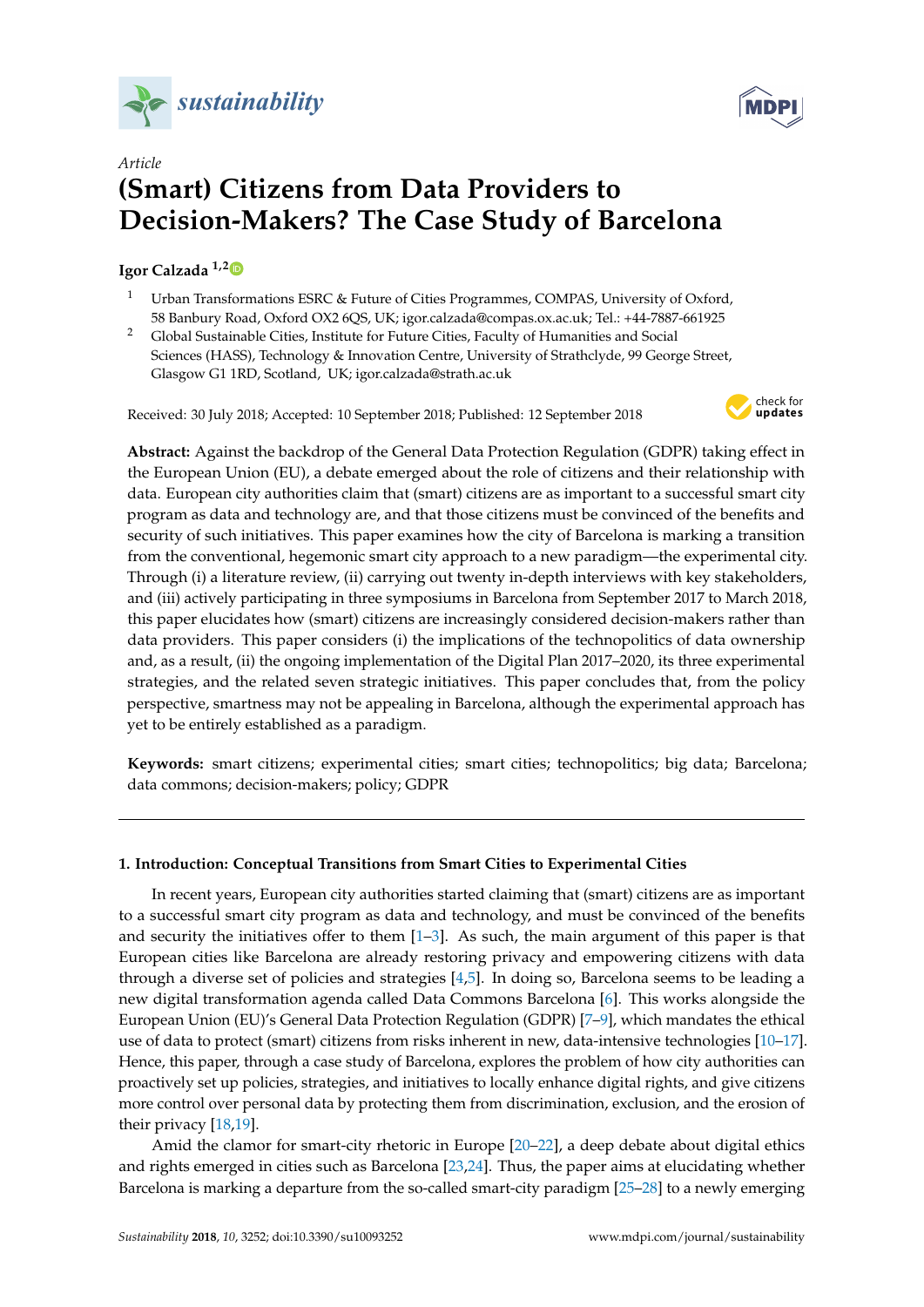*sustainability*

*Article*

# (Smart) Citizens from Data Providers to Decision-Makers? The Case Study of Barcelona

**Igor Calzada** [1,2]

[1] Urban Transformations ESRC & Future of Cities Programmes, COMPAS, University of Oxford, 58 Banbury Road, Oxford OX2 6QS, UK; igor.calzada@compas.ox.ac.uk; Tel.: +44-7887-661925

[2] Global Sustainable Cities, Institute for Future Cities, Faculty of Humanities and Social Sciences (HASS), Technology & Innovation Centre, University of Strathclyde, 99 George Street, Glasgow G1 1RD, Scotland, UK; igor.calzada@strath.ac.uk

Received: 30 July 2018; Accepted: 10 September 2018; Published: 12 September 2018

**Abstract:** Against the backdrop of the General Data Protection Regulation (GDPR) taking effect in the European Union (EU), a debate emerged about the role of citizens and their relationship with data. European city authorities claim that (smart) citizens are as important to a successful smart city program as data and technology are, and that those citizens must be convinced of the benefits and security of such initiatives. This paper examines how the city of Barcelona is marking a transition from the conventional, hegemonic smart city approach to a new paradigm—the experimental city. Through (i) a literature review, (ii) carrying out twenty in-depth interviews with key stakeholders, and (iii) actively participating in three symposiums in Barcelona from September 2017 to March 2018, this paper elucidates how (smart) citizens are increasingly considered decision-makers rather than data providers. This paper considers (i) the implications of the technopolitics of data ownership and, as a result, (ii) the ongoing implementation of the Digital Plan 2017–2020, its three experimental strategies, and the related seven strategic initiatives. This paper concludes that, from the policy perspective, smartness may not be appealing in Barcelona, although the experimental approach has yet to be entirely established as a paradigm.

**Keywords:** smart citizens; experimental cities; smart cities; technopolitics; big data; Barcelona; data commons; decision-makers; policy; GDPR

## 1. Introduction: Conceptual Transitions from Smart Cities to Experimental Cities

In recent years, European city authorities started claiming that (smart) citizens are as important to a successful smart city program as data and technology, and must be convinced of the benefits and security the initiatives offer to them [1–3]. As such, the main argument of this paper is that European cities like Barcelona are already restoring privacy and empowering citizens with data through a diverse set of policies and strategies [4,5]. In doing so, Barcelona seems to be leading a new digital transformation agenda called Data Commons Barcelona [6]. This works alongside the European Union (EU)'s General Data Protection Regulation (GDPR) [7–9], which mandates the ethical use of data to protect (smart) citizens from risks inherent in new, data-intensive technologies [10–17]. Hence, this paper, through a case study of Barcelona, explores the problem of how city authorities can proactively set up policies, strategies, and initiatives to locally enhance digital rights, and give citizens more control over personal data by protecting them from discrimination, exclusion, and the erosion of their privacy [18,19].

Amid the clamor for smart-city rhetoric in Europe [20–22], a deep debate about digital ethics and rights emerged in cities such as Barcelona [23,24]. Thus, the paper aims at elucidating whether Barcelona is marking a departure from the so-called smart-city paradigm [25–28] to a newly emerging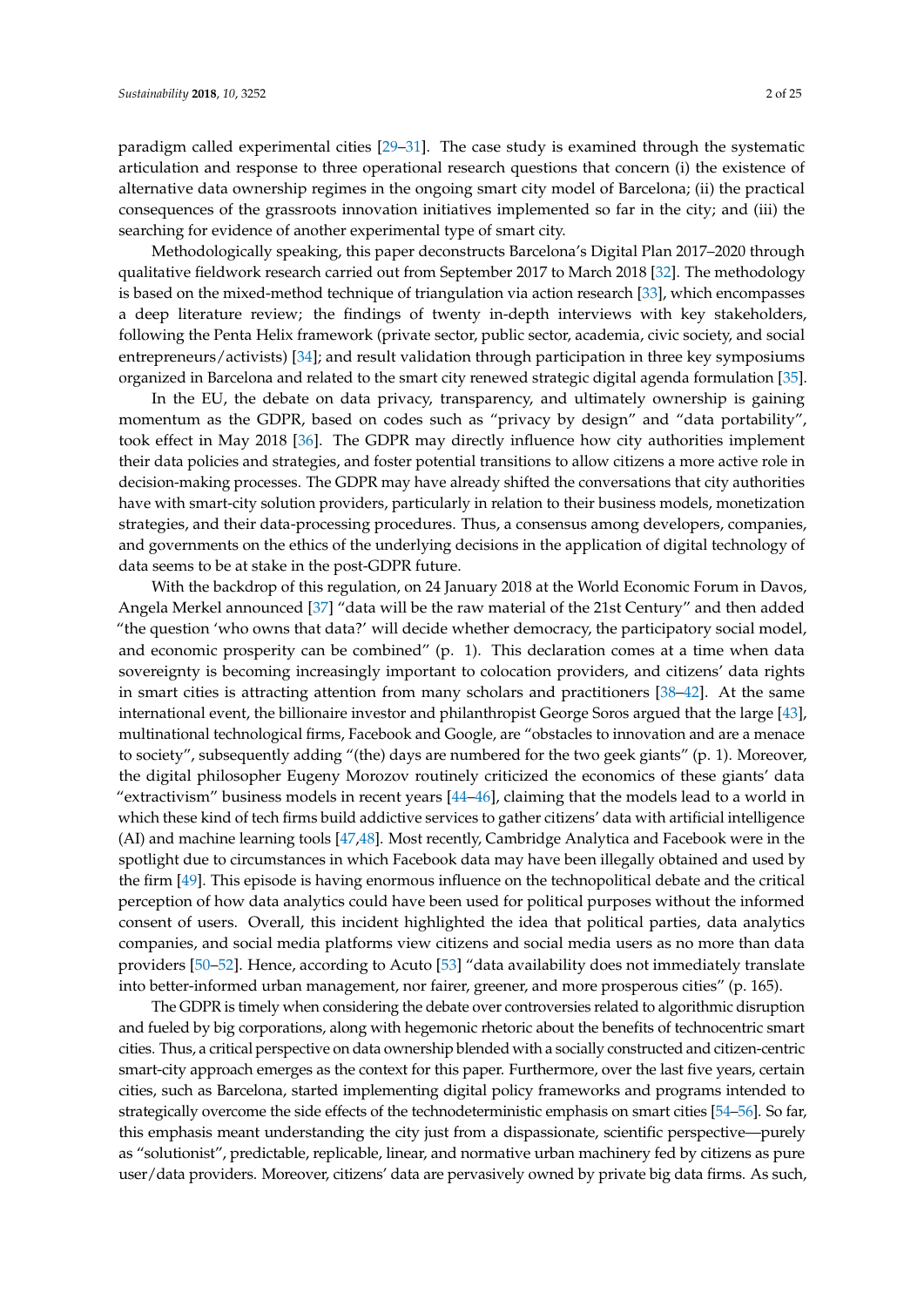paradigm called experimental cities [29–31]. The case study is examined through the systematic articulation and response to three operational research questions that concern (i) the existence of alternative data ownership regimes in the ongoing smart city model of Barcelona; (ii) the practical consequences of the grassroots innovation initiatives implemented so far in the city; and (iii) the searching for evidence of another experimental type of smart city.

Methodologically speaking, this paper deconstructs Barcelona's Digital Plan 2017–2020 through qualitative fieldwork research carried out from September 2017 to March 2018 [32]. The methodology is based on the mixed-method technique of triangulation via action research [33], which encompasses a deep literature review; the findings of twenty in-depth interviews with key stakeholders, following the Penta Helix framework (private sector, public sector, academia, civic society, and social entrepreneurs/activists) [34]; and result validation through participation in three key symposiums organized in Barcelona and related to the smart city renewed strategic digital agenda formulation [35].

In the EU, the debate on data privacy, transparency, and ultimately ownership is gaining momentum as the GDPR, based on codes such as "privacy by design" and "data portability", took effect in May 2018 [36]. The GDPR may directly influence how city authorities implement their data policies and strategies, and foster potential transitions to allow citizens a more active role in decision-making processes. The GDPR may have already shifted the conversations that city authorities have with smart-city solution providers, particularly in relation to their business models, monetization strategies, and their data-processing procedures. Thus, a consensus among developers, companies, and governments on the ethics of the underlying decisions in the application of digital technology of data seems to be at stake in the post-GDPR future.

With the backdrop of this regulation, on 24 January 2018 at the World Economic Forum in Davos, Angela Merkel announced [37] "data will be the raw material of the 21st Century" and then added "the question 'who owns that data?' will decide whether democracy, the participatory social model, and economic prosperity can be combined" (p. 1). This declaration comes at a time when data sovereignty is becoming increasingly important to colocation providers, and citizens' data rights in smart cities is attracting attention from many scholars and practitioners [38–42]. At the same international event, the billionaire investor and philanthropist George Soros argued that the large [43], multinational technological firms, Facebook and Google, are "obstacles to innovation and are a menace to society", subsequently adding "(the) days are numbered for the two geek giants" (p. 1). Moreover, the digital philosopher Eugeny Morozov routinely criticized the economics of these giants' data "extractivism" business models in recent years [44–46], claiming that the models lead to a world in which these kind of tech firms build addictive services to gather citizens' data with artificial intelligence (AI) and machine learning tools [47,48]. Most recently, Cambridge Analytica and Facebook were in the spotlight due to circumstances in which Facebook data may have been illegally obtained and used by the firm [49]. This episode is having enormous influence on the technopolitical debate and the critical perception of how data analytics could have been used for political purposes without the informed consent of users. Overall, this incident highlighted the idea that political parties, data analytics companies, and social media platforms view citizens and social media users as no more than data providers [50–52]. Hence, according to Acuto [53] "data availability does not immediately translate into better-informed urban management, nor fairer, greener, and more prosperous cities" (p. 165).

The GDPR is timely when considering the debate over controversies related to algorithmic disruption and fueled by big corporations, along with hegemonic rhetoric about the benefits of technocentric smart cities. Thus, a critical perspective on data ownership blended with a socially constructed and citizen-centric smart-city approach emerges as the context for this paper. Furthermore, over the last five years, certain cities, such as Barcelona, started implementing digital policy frameworks and programs intended to strategically overcome the side effects of the technodeterministic emphasis on smart cities [54–56]. So far, this emphasis meant understanding the city just from a dispassionate, scientific perspective—purely as "solutionist", predictable, replicable, linear, and normative urban machinery fed by citizens as pure user/data providers. Moreover, citizens' data are pervasively owned by private big data firms. As such,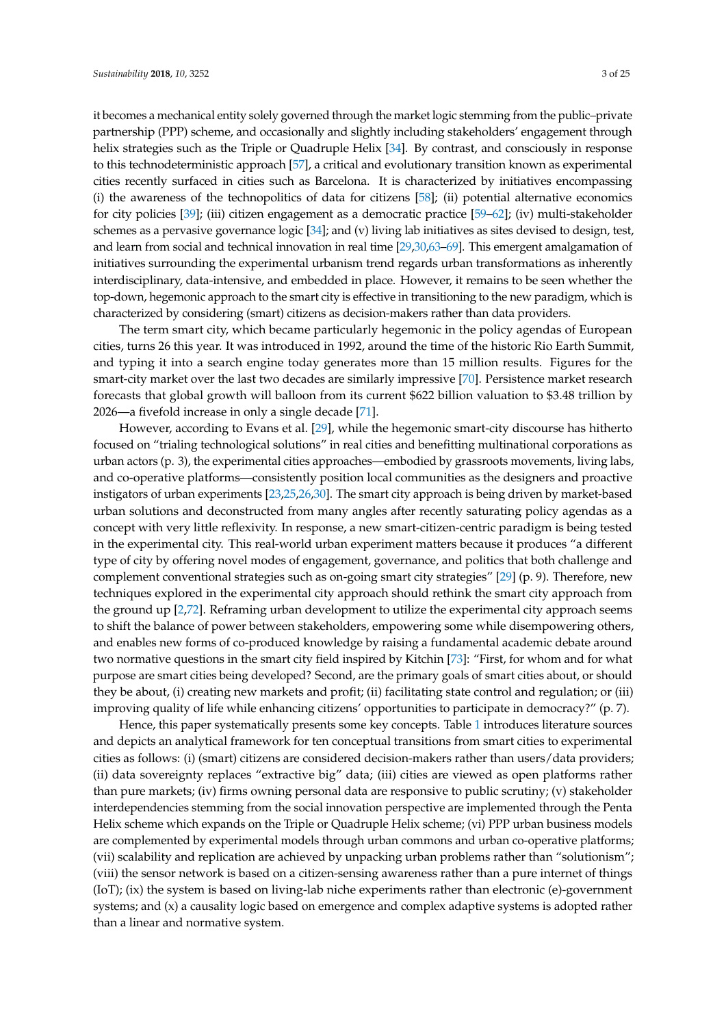it becomes a mechanical entity solely governed through the market logic stemming from the public–private partnership (PPP) scheme, and occasionally and slightly including stakeholders' engagement through helix strategies such as the Triple or Quadruple Helix [34]. By contrast, and consciously in response to this technodeterministic approach [57], a critical and evolutionary transition known as experimental cities recently surfaced in cities such as Barcelona. It is characterized by initiatives encompassing (i) the awareness of the technopolitics of data for citizens [58]; (ii) potential alternative economics for city policies [39]; (iii) citizen engagement as a democratic practice [59–62]; (iv) multi-stakeholder schemes as a pervasive governance logic [34]; and (v) living lab initiatives as sites devised to design, test, and learn from social and technical innovation in real time [29,30,63–69]. This emergent amalgamation of initiatives surrounding the experimental urbanism trend regards urban transformations as inherently interdisciplinary, data-intensive, and embedded in place. However, it remains to be seen whether the top-down, hegemonic approach to the smart city is effective in transitioning to the new paradigm, which is characterized by considering (smart) citizens as decision-makers rather than data providers.

The term smart city, which became particularly hegemonic in the policy agendas of European cities, turns 26 this year. It was introduced in 1992, around the time of the historic Rio Earth Summit, and typing it into a search engine today generates more than 15 million results. Figures for the smart-city market over the last two decades are similarly impressive [70]. Persistence market research forecasts that global growth will balloon from its current $622 billion valuation to $3.48 trillion by 2026—a fivefold increase in only a single decade [71].

However, according to Evans et al. [29], while the hegemonic smart-city discourse has hitherto focused on "trialing technological solutions" in real cities and benefitting multinational corporations as urban actors (p. 3), the experimental cities approaches—embodied by grassroots movements, living labs, and co-operative platforms—consistently position local communities as the designers and proactive instigators of urban experiments [23,25,26,30]. The smart city approach is being driven by market-based urban solutions and deconstructed from many angles after recently saturating policy agendas as a concept with very little reflexivity. In response, a new smart-citizen-centric paradigm is being tested in the experimental city. This real-world urban experiment matters because it produces "a different type of city by offering novel modes of engagement, governance, and politics that both challenge and complement conventional strategies such as on-going smart city strategies" [29] (p. 9). Therefore, new techniques explored in the experimental city approach should rethink the smart city approach from the ground up [2,72]. Reframing urban development to utilize the experimental city approach seems to shift the balance of power between stakeholders, empowering some while disempowering others, and enables new forms of co-produced knowledge by raising a fundamental academic debate around two normative questions in the smart city field inspired by Kitchin [73]: "First, for whom and for what purpose are smart cities being developed? Second, are the primary goals of smart cities about, or should they be about, (i) creating new markets and profit; (ii) facilitating state control and regulation; or (iii) improving quality of life while enhancing citizens' opportunities to participate in democracy?" (p. 7).

Hence, this paper systematically presents some key concepts. Table 1 introduces literature sources and depicts an analytical framework for ten conceptual transitions from smart cities to experimental cities as follows: (i) (smart) citizens are considered decision-makers rather than users/data providers; (ii) data sovereignty replaces "extractive big" data; (iii) cities are viewed as open platforms rather than pure markets; (iv) firms owning personal data are responsive to public scrutiny; (v) stakeholder interdependencies stemming from the social innovation perspective are implemented through the Penta Helix scheme which expands on the Triple or Quadruple Helix scheme; (vi) PPP urban business models are complemented by experimental models through urban commons and urban co-operative platforms; (vii) scalability and replication are achieved by unpacking urban problems rather than "solutionism"; (viii) the sensor network is based on a citizen-sensing awareness rather than a pure internet of things (IoT); (ix) the system is based on living-lab niche experiments rather than electronic (e)-government systems; and (x) a causality logic based on emergence and complex adaptive systems is adopted rather than a linear and normative system.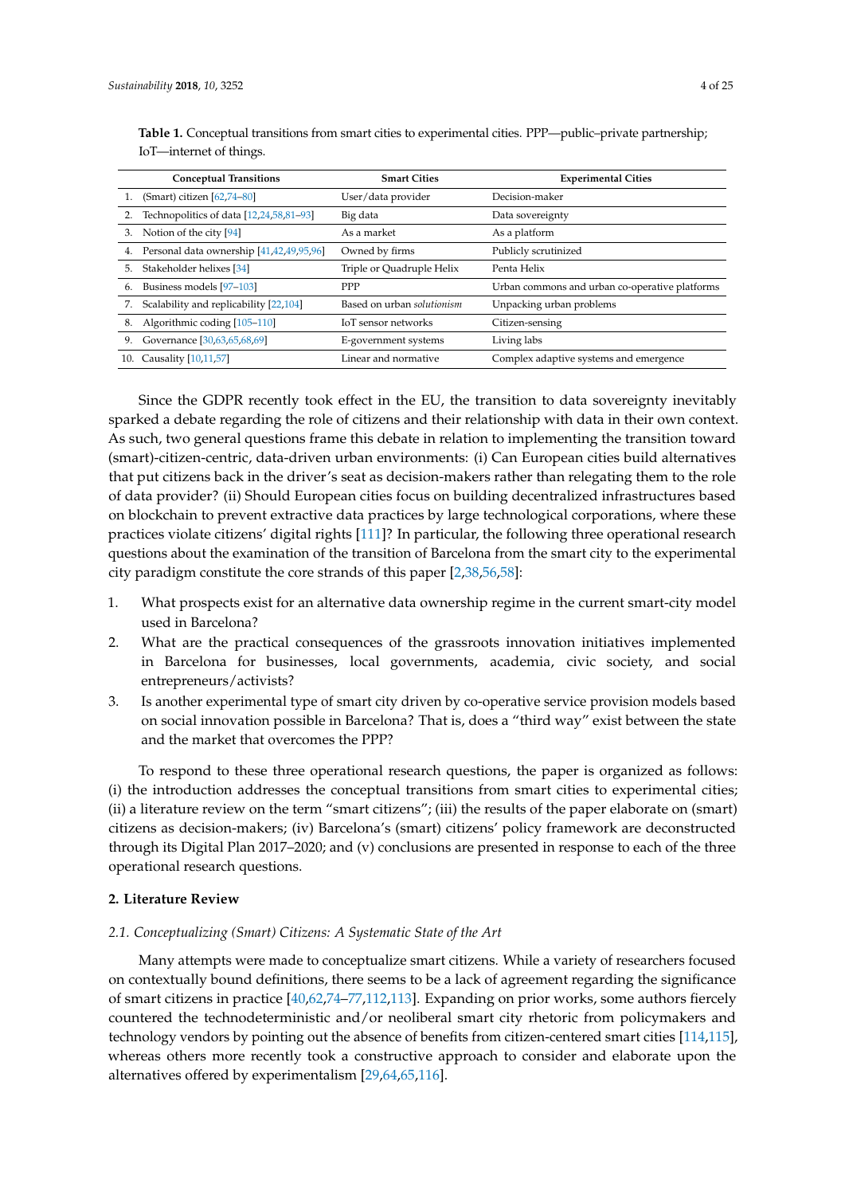**Table 1.** Conceptual transitions from smart cities to experimental cities. PPP—public–private partnership; IoT—internet of things.

| Conceptual Transitions | Smart Cities | Experimental Cities |
|---|---|---|
| 1. (Smart) citizen [62,74–80] | User/data provider | Decision-maker |
| 2. Technopolitics of data [12,24,58,81–93] | Big data | Data sovereignty |
| 3. Notion of the city [94] | As a market | As a platform |
| 4. Personal data ownership [41,42,49,95,96] | Owned by firms | Publicly scrutinized |
| 5. Stakeholder helixes [34] | Triple or Quadruple Helix | Penta Helix |
| 6. Business models [97–103] | PPP | Urban commons and urban co-operative platforms |
| 7. Scalability and replicability [22,104] | Based on urban *solutionism* | Unpacking urban problems |
| 8. Algorithmic coding [105–110] | IoT sensor networks | Citizen-sensing |
| 9. Governance [30,63,65,68,69] | E-government systems | Living labs |
| 10. Causality [10,11,57] | Linear and normative | Complex adaptive systems and emergence |

Since the GDPR recently took effect in the EU, the transition to data sovereignty inevitably sparked a debate regarding the role of citizens and their relationship with data in their own context. As such, two general questions frame this debate in relation to implementing the transition toward (smart)-citizen-centric, data-driven urban environments: (i) Can European cities build alternatives that put citizens back in the driver's seat as decision-makers rather than relegating them to the role of data provider? (ii) Should European cities focus on building decentralized infrastructures based on blockchain to prevent extractive data practices by large technological corporations, where these practices violate citizens' digital rights [111]? In particular, the following three operational research questions about the examination of the transition of Barcelona from the smart city to the experimental city paradigm constitute the core strands of this paper [2,38,56,58]:

1. What prospects exist for an alternative data ownership regime in the current smart-city model used in Barcelona?
2. What are the practical consequences of the grassroots innovation initiatives implemented in Barcelona for businesses, local governments, academia, civic society, and social entrepreneurs/activists?
3. Is another experimental type of smart city driven by co-operative service provision models based on social innovation possible in Barcelona? That is, does a "third way" exist between the state and the market that overcomes the PPP?

To respond to these three operational research questions, the paper is organized as follows: (i) the introduction addresses the conceptual transitions from smart cities to experimental cities; (ii) a literature review on the term "smart citizens"; (iii) the results of the paper elaborate on (smart) citizens as decision-makers; (iv) Barcelona's (smart) citizens' policy framework are deconstructed through its Digital Plan 2017–2020; and (v) conclusions are presented in response to each of the three operational research questions.

## 2. Literature Review

### 2.1. Conceptualizing (Smart) Citizens: A Systematic State of the Art

Many attempts were made to conceptualize smart citizens. While a variety of researchers focused on contextually bound definitions, there seems to be a lack of agreement regarding the significance of smart citizens in practice [40,62,74–77,112,113]. Expanding on prior works, some authors fiercely countered the technodeterministic and/or neoliberal smart city rhetoric from policymakers and technology vendors by pointing out the absence of benefits from citizen-centered smart cities [114,115], whereas others more recently took a constructive approach to consider and elaborate upon the alternatives offered by experimentalism [29,64,65,116].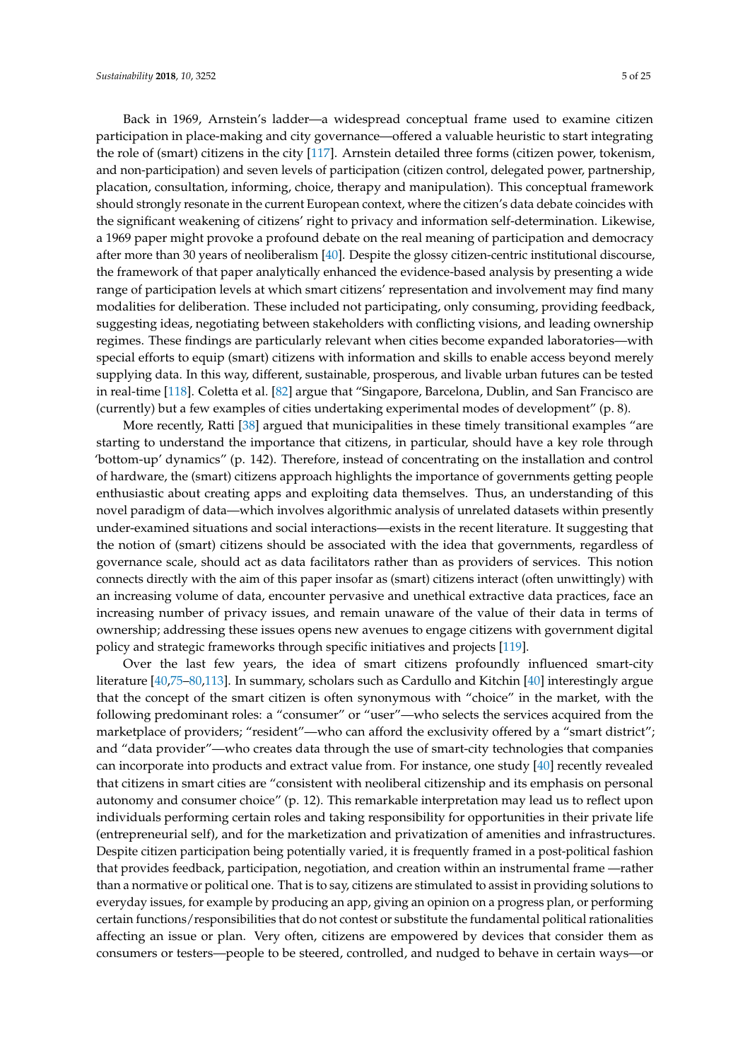Back in 1969, Arnstein's ladder—a widespread conceptual frame used to examine citizen participation in place-making and city governance—offered a valuable heuristic to start integrating the role of (smart) citizens in the city [117]. Arnstein detailed three forms (citizen power, tokenism, and non-participation) and seven levels of participation (citizen control, delegated power, partnership, placation, consultation, informing, choice, therapy and manipulation). This conceptual framework should strongly resonate in the current European context, where the citizen's data debate coincides with the significant weakening of citizens' right to privacy and information self-determination. Likewise, a 1969 paper might provoke a profound debate on the real meaning of participation and democracy after more than 30 years of neoliberalism [40]. Despite the glossy citizen-centric institutional discourse, the framework of that paper analytically enhanced the evidence-based analysis by presenting a wide range of participation levels at which smart citizens' representation and involvement may find many modalities for deliberation. These included not participating, only consuming, providing feedback, suggesting ideas, negotiating between stakeholders with conflicting visions, and leading ownership regimes. These findings are particularly relevant when cities become expanded laboratories—with special efforts to equip (smart) citizens with information and skills to enable access beyond merely supplying data. In this way, different, sustainable, prosperous, and livable urban futures can be tested in real-time [118]. Coletta et al. [82] argue that "Singapore, Barcelona, Dublin, and San Francisco are (currently) but a few examples of cities undertaking experimental modes of development" (p. 8).

More recently, Ratti [38] argued that municipalities in these timely transitional examples "are starting to understand the importance that citizens, in particular, should have a key role through 'bottom-up' dynamics" (p. 142). Therefore, instead of concentrating on the installation and control of hardware, the (smart) citizens approach highlights the importance of governments getting people enthusiastic about creating apps and exploiting data themselves. Thus, an understanding of this novel paradigm of data—which involves algorithmic analysis of unrelated datasets within presently under-examined situations and social interactions—exists in the recent literature. It suggesting that the notion of (smart) citizens should be associated with the idea that governments, regardless of governance scale, should act as data facilitators rather than as providers of services. This notion connects directly with the aim of this paper insofar as (smart) citizens interact (often unwittingly) with an increasing volume of data, encounter pervasive and unethical extractive data practices, face an increasing number of privacy issues, and remain unaware of the value of their data in terms of ownership; addressing these issues opens new avenues to engage citizens with government digital policy and strategic frameworks through specific initiatives and projects [119].

Over the last few years, the idea of smart citizens profoundly influenced smart-city literature [40,75–80,113]. In summary, scholars such as Cardullo and Kitchin [40] interestingly argue that the concept of the smart citizen is often synonymous with "choice" in the market, with the following predominant roles: a "consumer" or "user"—who selects the services acquired from the marketplace of providers; "resident"—who can afford the exclusivity offered by a "smart district"; and "data provider"—who creates data through the use of smart-city technologies that companies can incorporate into products and extract value from. For instance, one study [40] recently revealed that citizens in smart cities are "consistent with neoliberal citizenship and its emphasis on personal autonomy and consumer choice" (p. 12). This remarkable interpretation may lead us to reflect upon individuals performing certain roles and taking responsibility for opportunities in their private life (entrepreneurial self), and for the marketization and privatization of amenities and infrastructures. Despite citizen participation being potentially varied, it is frequently framed in a post-political fashion that provides feedback, participation, negotiation, and creation within an instrumental frame —rather than a normative or political one. That is to say, citizens are stimulated to assist in providing solutions to everyday issues, for example by producing an app, giving an opinion on a progress plan, or performing certain functions/responsibilities that do not contest or substitute the fundamental political rationalities affecting an issue or plan. Very often, citizens are empowered by devices that consider them as consumers or testers—people to be steered, controlled, and nudged to behave in certain ways—or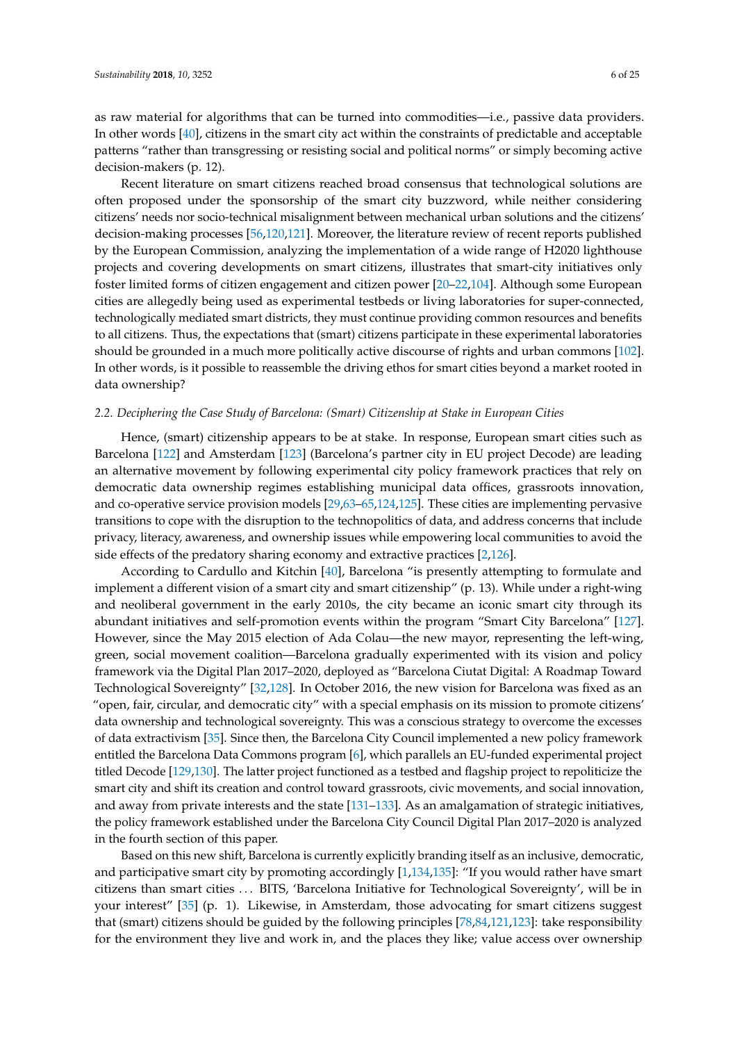as raw material for algorithms that can be turned into commodities—i.e., passive data providers. In other words [40], citizens in the smart city act within the constraints of predictable and acceptable patterns "rather than transgressing or resisting social and political norms" or simply becoming active decision-makers (p. 12).

Recent literature on smart citizens reached broad consensus that technological solutions are often proposed under the sponsorship of the smart city buzzword, while neither considering citizens' needs nor socio-technical misalignment between mechanical urban solutions and the citizens' decision-making processes [56,120,121]. Moreover, the literature review of recent reports published by the European Commission, analyzing the implementation of a wide range of H2020 lighthouse projects and covering developments on smart citizens, illustrates that smart-city initiatives only foster limited forms of citizen engagement and citizen power [20–22,104]. Although some European cities are allegedly being used as experimental testbeds or living laboratories for super-connected, technologically mediated smart districts, they must continue providing common resources and benefits to all citizens. Thus, the expectations that (smart) citizens participate in these experimental laboratories should be grounded in a much more politically active discourse of rights and urban commons [102]. In other words, is it possible to reassemble the driving ethos for smart cities beyond a market rooted in data ownership?

### *2.2. Deciphering the Case Study of Barcelona: (Smart) Citizenship at Stake in European Cities*

Hence, (smart) citizenship appears to be at stake. In response, European smart cities such as Barcelona [122] and Amsterdam [123] (Barcelona's partner city in EU project Decode) are leading an alternative movement by following experimental city policy framework practices that rely on democratic data ownership regimes establishing municipal data offices, grassroots innovation, and co-operative service provision models [29,63–65,124,125]. These cities are implementing pervasive transitions to cope with the disruption to the technopolitics of data, and address concerns that include privacy, literacy, awareness, and ownership issues while empowering local communities to avoid the side effects of the predatory sharing economy and extractive practices [2,126].

According to Cardullo and Kitchin [40], Barcelona "is presently attempting to formulate and implement a different vision of a smart city and smart citizenship" (p. 13). While under a right-wing and neoliberal government in the early 2010s, the city became an iconic smart city through its abundant initiatives and self-promotion events within the program "Smart City Barcelona" [127]. However, since the May 2015 election of Ada Colau—the new mayor, representing the left-wing, green, social movement coalition—Barcelona gradually experimented with its vision and policy framework via the Digital Plan 2017–2020, deployed as "Barcelona Ciutat Digital: A Roadmap Toward Technological Sovereignty" [32,128]. In October 2016, the new vision for Barcelona was fixed as an "open, fair, circular, and democratic city" with a special emphasis on its mission to promote citizens' data ownership and technological sovereignty. This was a conscious strategy to overcome the excesses of data extractivism [35]. Since then, the Barcelona City Council implemented a new policy framework entitled the Barcelona Data Commons program [6], which parallels an EU-funded experimental project titled Decode [129,130]. The latter project functioned as a testbed and flagship project to repoliticize the smart city and shift its creation and control toward grassroots, civic movements, and social innovation, and away from private interests and the state [131–133]. As an amalgamation of strategic initiatives, the policy framework established under the Barcelona City Council Digital Plan 2017–2020 is analyzed in the fourth section of this paper.

Based on this new shift, Barcelona is currently explicitly branding itself as an inclusive, democratic, and participative smart city by promoting accordingly [1,134,135]: "If you would rather have smart citizens than smart cities ... BITS, 'Barcelona Initiative for Technological Sovereignty', will be in your interest" [35] (p. 1). Likewise, in Amsterdam, those advocating for smart citizens suggest that (smart) citizens should be guided by the following principles [78,84,121,123]: take responsibility for the environment they live and work in, and the places they like; value access over ownership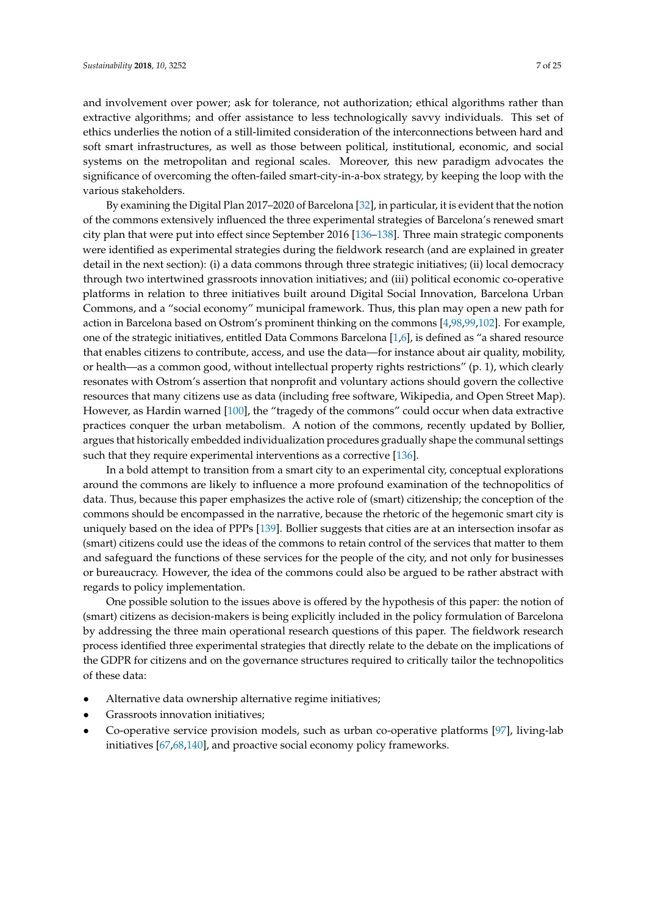and involvement over power; ask for tolerance, not authorization; ethical algorithms rather than extractive algorithms; and offer assistance to less technologically savvy individuals. This set of ethics underlies the notion of a still-limited consideration of the interconnections between hard and soft smart infrastructures, as well as those between political, institutional, economic, and social systems on the metropolitan and regional scales. Moreover, this new paradigm advocates the significance of overcoming the often-failed smart-city-in-a-box strategy, by keeping the loop with the various stakeholders.

By examining the Digital Plan 2017–2020 of Barcelona [32], in particular, it is evident that the notion of the commons extensively influenced the three experimental strategies of Barcelona's renewed smart city plan that were put into effect since September 2016 [136–138]. Three main strategic components were identified as experimental strategies during the fieldwork research (and are explained in greater detail in the next section): (i) a data commons through three strategic initiatives; (ii) local democracy through two intertwined grassroots innovation initiatives; and (iii) political economic co-operative platforms in relation to three initiatives built around Digital Social Innovation, Barcelona Urban Commons, and a "social economy" municipal framework. Thus, this plan may open a new path for action in Barcelona based on Ostrom's prominent thinking on the commons [4,98,99,102]. For example, one of the strategic initiatives, entitled Data Commons Barcelona [1,6], is defined as "a shared resource that enables citizens to contribute, access, and use the data—for instance about air quality, mobility, or health—as a common good, without intellectual property rights restrictions" (p. 1), which clearly resonates with Ostrom's assertion that nonprofit and voluntary actions should govern the collective resources that many citizens use as data (including free software, Wikipedia, and Open Street Map). However, as Hardin warned [100], the "tragedy of the commons" could occur when data extractive practices conquer the urban metabolism. A notion of the commons, recently updated by Bollier, argues that historically embedded individualization procedures gradually shape the communal settings such that they require experimental interventions as a corrective [136].

In a bold attempt to transition from a smart city to an experimental city, conceptual explorations around the commons are likely to influence a more profound examination of the technopolitics of data. Thus, because this paper emphasizes the active role of (smart) citizenship; the conception of the commons should be encompassed in the narrative, because the rhetoric of the hegemonic smart city is uniquely based on the idea of PPPs [139]. Bollier suggests that cities are at an intersection insofar as (smart) citizens could use the ideas of the commons to retain control of the services that matter to them and safeguard the functions of these services for the people of the city, and not only for businesses or bureaucracy. However, the idea of the commons could also be argued to be rather abstract with regards to policy implementation.

One possible solution to the issues above is offered by the hypothesis of this paper: the notion of (smart) citizens as decision-makers is being explicitly included in the policy formulation of Barcelona by addressing the three main operational research questions of this paper. The fieldwork research process identified three experimental strategies that directly relate to the debate on the implications of the GDPR for citizens and on the governance structures required to critically tailor the technopolitics of these data:

- Alternative data ownership alternative regime initiatives;
- Grassroots innovation initiatives;
- Co-operative service provision models, such as urban co-operative platforms [97], living-lab initiatives [67,68,140], and proactive social economy policy frameworks.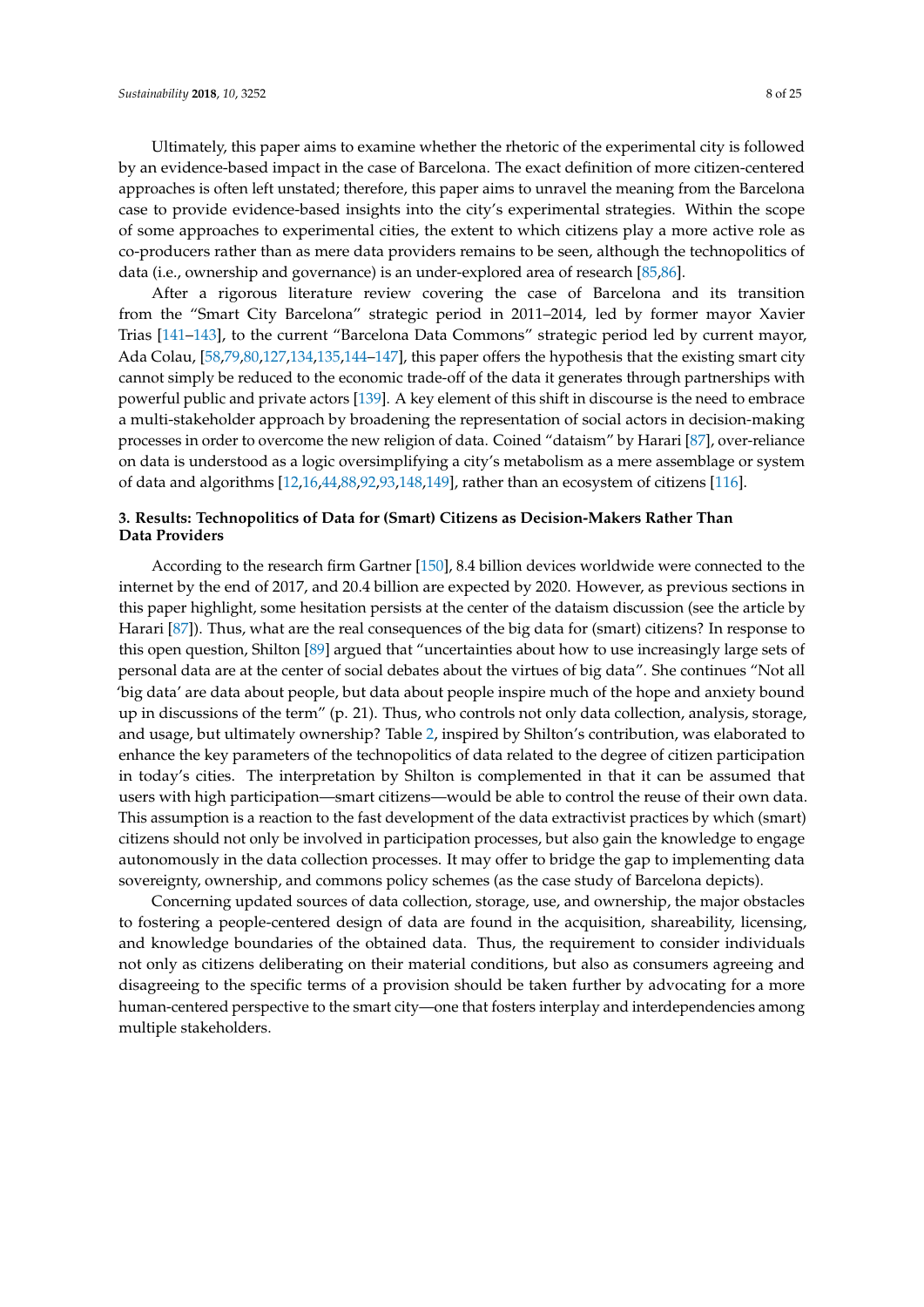Ultimately, this paper aims to examine whether the rhetoric of the experimental city is followed by an evidence-based impact in the case of Barcelona. The exact definition of more citizen-centered approaches is often left unstated; therefore, this paper aims to unravel the meaning from the Barcelona case to provide evidence-based insights into the city's experimental strategies. Within the scope of some approaches to experimental cities, the extent to which citizens play a more active role as co-producers rather than as mere data providers remains to be seen, although the technopolitics of data (i.e., ownership and governance) is an under-explored area of research [85,86].

After a rigorous literature review covering the case of Barcelona and its transition from the "Smart City Barcelona" strategic period in 2011–2014, led by former mayor Xavier Trias [141–143], to the current "Barcelona Data Commons" strategic period led by current mayor, Ada Colau, [58,79,80,127,134,135,144–147], this paper offers the hypothesis that the existing smart city cannot simply be reduced to the economic trade-off of the data it generates through partnerships with powerful public and private actors [139]. A key element of this shift in discourse is the need to embrace a multi-stakeholder approach by broadening the representation of social actors in decision-making processes in order to overcome the new religion of data. Coined "dataism" by Harari [87], over-reliance on data is understood as a logic oversimplifying a city's metabolism as a mere assemblage or system of data and algorithms [12,16,44,88,92,93,148,149], rather than an ecosystem of citizens [116].

## 3. Results: Technopolitics of Data for (Smart) Citizens as Decision-Makers Rather Than Data Providers

According to the research firm Gartner [150], 8.4 billion devices worldwide were connected to the internet by the end of 2017, and 20.4 billion are expected by 2020. However, as previous sections in this paper highlight, some hesitation persists at the center of the dataism discussion (see the article by Harari [87]). Thus, what are the real consequences of the big data for (smart) citizens? In response to this open question, Shilton [89] argued that "uncertainties about how to use increasingly large sets of personal data are at the center of social debates about the virtues of big data". She continues "Not all 'big data' are data about people, but data about people inspire much of the hope and anxiety bound up in discussions of the term" (p. 21). Thus, who controls not only data collection, analysis, storage, and usage, but ultimately ownership? Table 2, inspired by Shilton's contribution, was elaborated to enhance the key parameters of the technopolitics of data related to the degree of citizen participation in today's cities. The interpretation by Shilton is complemented in that it can be assumed that users with high participation—smart citizens—would be able to control the reuse of their own data. This assumption is a reaction to the fast development of the data extractivist practices by which (smart) citizens should not only be involved in participation processes, but also gain the knowledge to engage autonomously in the data collection processes. It may offer to bridge the gap to implementing data sovereignty, ownership, and commons policy schemes (as the case study of Barcelona depicts).

Concerning updated sources of data collection, storage, use, and ownership, the major obstacles to fostering a people-centered design of data are found in the acquisition, shareability, licensing, and knowledge boundaries of the obtained data. Thus, the requirement to consider individuals not only as citizens deliberating on their material conditions, but also as consumers agreeing and disagreeing to the specific terms of a provision should be taken further by advocating for a more human-centered perspective to the smart city—one that fosters interplay and interdependencies among multiple stakeholders.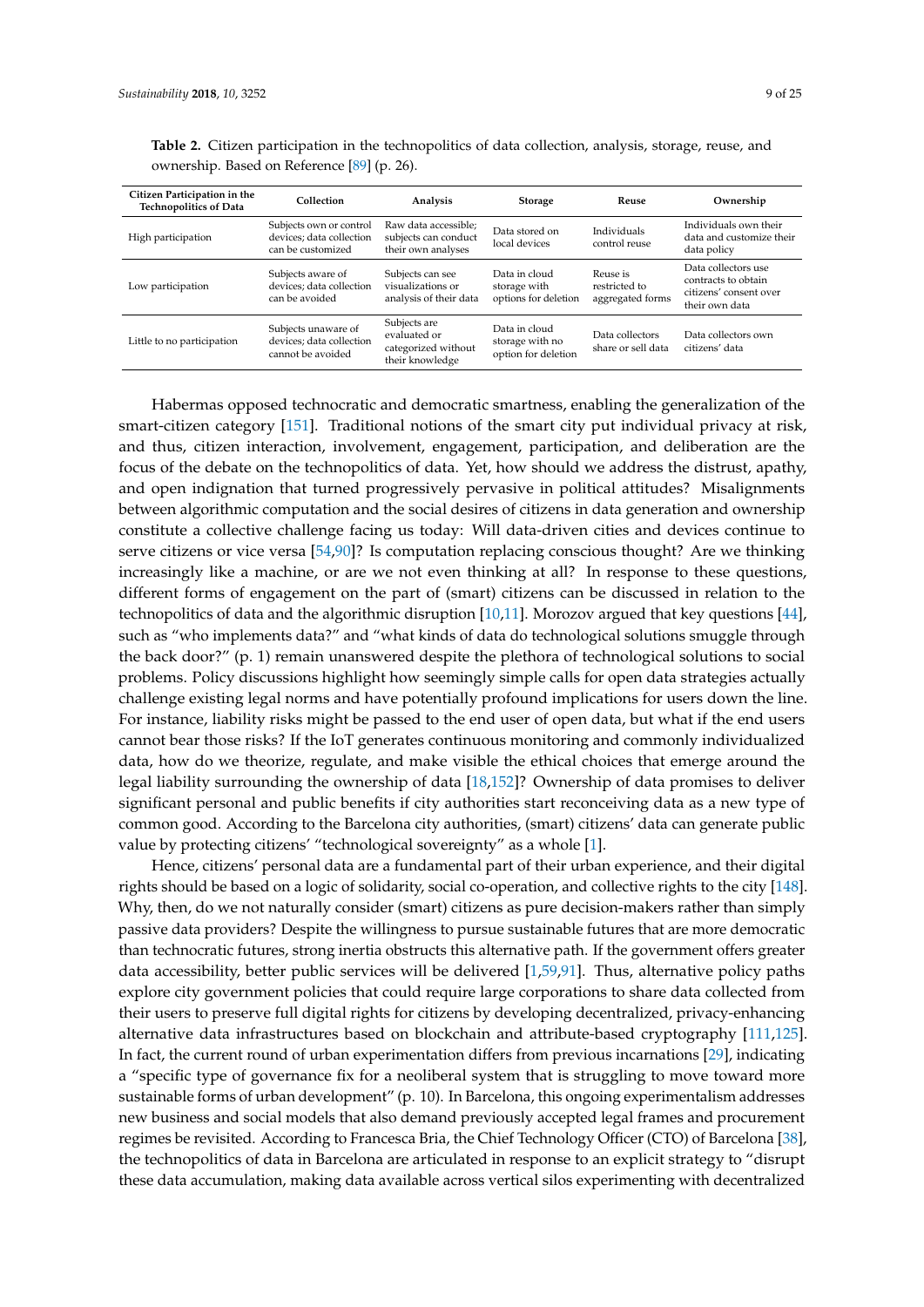**Table 2.** Citizen participation in the technopolitics of data collection, analysis, storage, reuse, and ownership. Based on Reference [89] (p. 26).

| Citizen Participation in the Technopolitics of Data | Collection | Analysis | Storage | Reuse | Ownership |
|---|---|---|---|---|---|
| High participation | Subjects own or control devices; data collection can be customized | Raw data accessible; subjects can conduct their own analyses | Data stored on local devices | Individuals control reuse | Individuals own their data and customize their data policy |
| Low participation | Subjects aware of devices; data collection can be avoided | Subjects can see visualizations or analysis of their data | Data in cloud storage with options for deletion | Reuse is restricted to aggregated forms | Data collectors use contracts to obtain citizens' consent over their own data |
| Little to no participation | Subjects unaware of devices; data collection cannot be avoided | Subjects are evaluated or categorized without their knowledge | Data in cloud storage with no option for deletion | Data collectors share or sell data | Data collectors own citizens' data |

Habermas opposed technocratic and democratic smartness, enabling the generalization of the smart-citizen category [151]. Traditional notions of the smart city put individual privacy at risk, and thus, citizen interaction, involvement, engagement, participation, and deliberation are the focus of the debate on the technopolitics of data. Yet, how should we address the distrust, apathy, and open indignation that turned progressively pervasive in political attitudes? Misalignments between algorithmic computation and the social desires of citizens in data generation and ownership constitute a collective challenge facing us today: Will data-driven cities and devices continue to serve citizens or vice versa [54,90]? Is computation replacing conscious thought? Are we thinking increasingly like a machine, or are we not even thinking at all? In response to these questions, different forms of engagement on the part of (smart) citizens can be discussed in relation to the technopolitics of data and the algorithmic disruption [10,11]. Morozov argued that key questions [44], such as "who implements data?" and "what kinds of data do technological solutions smuggle through the back door?" (p. 1) remain unanswered despite the plethora of technological solutions to social problems. Policy discussions highlight how seemingly simple calls for open data strategies actually challenge existing legal norms and have potentially profound implications for users down the line. For instance, liability risks might be passed to the end user of open data, but what if the end users cannot bear those risks? If the IoT generates continuous monitoring and commonly individualized data, how do we theorize, regulate, and make visible the ethical choices that emerge around the legal liability surrounding the ownership of data [18,152]? Ownership of data promises to deliver significant personal and public benefits if city authorities start reconceiving data as a new type of common good. According to the Barcelona city authorities, (smart) citizens' data can generate public value by protecting citizens' "technological sovereignty" as a whole [1].

Hence, citizens' personal data are a fundamental part of their urban experience, and their digital rights should be based on a logic of solidarity, social co-operation, and collective rights to the city [148]. Why, then, do we not naturally consider (smart) citizens as pure decision-makers rather than simply passive data providers? Despite the willingness to pursue sustainable futures that are more democratic than technocratic futures, strong inertia obstructs this alternative path. If the government offers greater data accessibility, better public services will be delivered [1,59,91]. Thus, alternative policy paths explore city government policies that could require large corporations to share data collected from their users to preserve full digital rights for citizens by developing decentralized, privacy-enhancing alternative data infrastructures based on blockchain and attribute-based cryptography [111,125]. In fact, the current round of urban experimentation differs from previous incarnations [29], indicating a "specific type of governance fix for a neoliberal system that is struggling to move toward more sustainable forms of urban development" (p. 10). In Barcelona, this ongoing experimentalism addresses new business and social models that also demand previously accepted legal frames and procurement regimes be revisited. According to Francesca Bria, the Chief Technology Officer (CTO) of Barcelona [38], the technopolitics of data in Barcelona are articulated in response to an explicit strategy to "disrupt these data accumulation, making data available across vertical silos experimenting with decentralized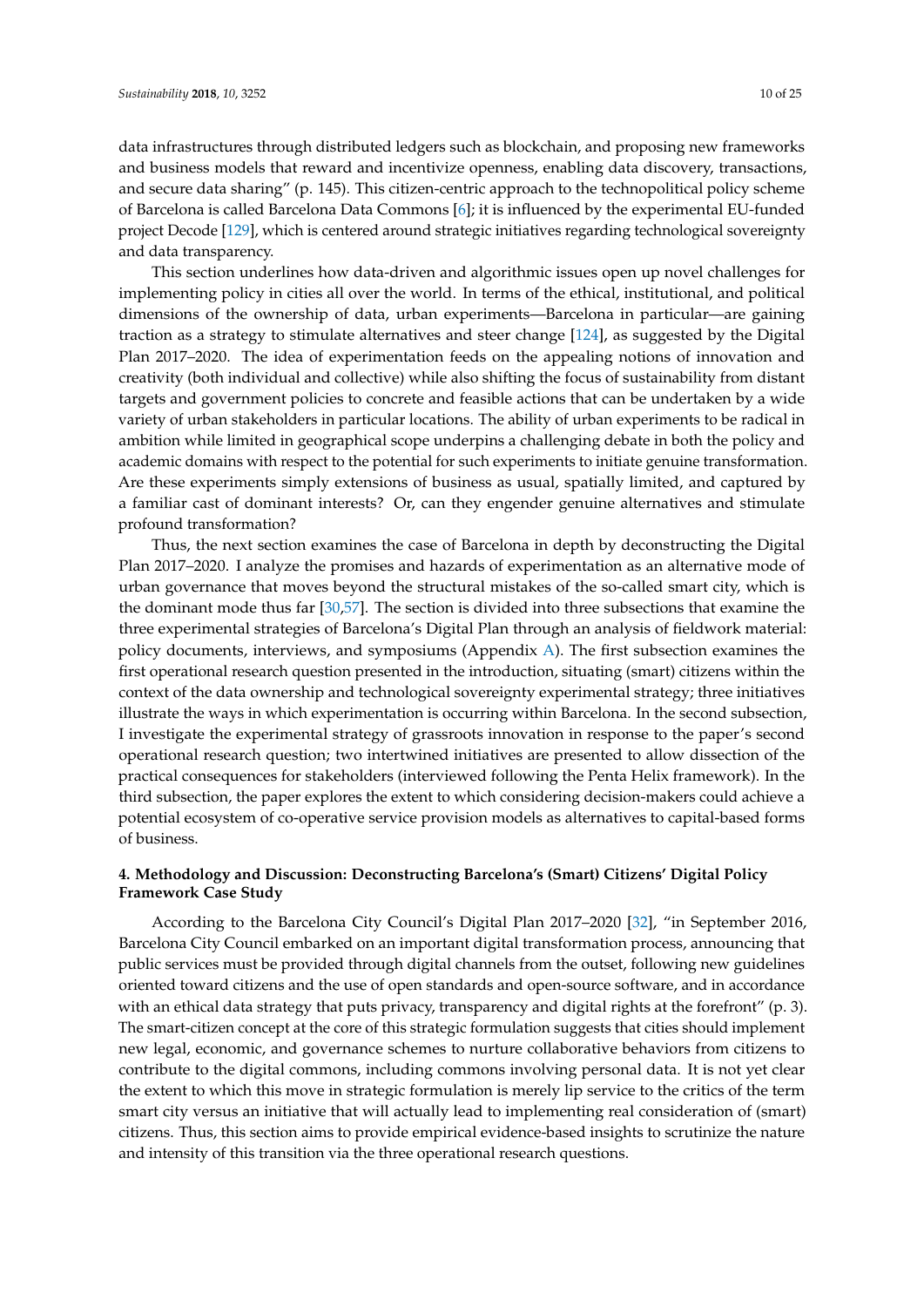data infrastructures through distributed ledgers such as blockchain, and proposing new frameworks and business models that reward and incentivize openness, enabling data discovery, transactions, and secure data sharing" (p. 145). This citizen-centric approach to the technopolitical policy scheme of Barcelona is called Barcelona Data Commons [6]; it is influenced by the experimental EU-funded project Decode [129], which is centered around strategic initiatives regarding technological sovereignty and data transparency.

This section underlines how data-driven and algorithmic issues open up novel challenges for implementing policy in cities all over the world. In terms of the ethical, institutional, and political dimensions of the ownership of data, urban experiments—Barcelona in particular—are gaining traction as a strategy to stimulate alternatives and steer change [124], as suggested by the Digital Plan 2017–2020. The idea of experimentation feeds on the appealing notions of innovation and creativity (both individual and collective) while also shifting the focus of sustainability from distant targets and government policies to concrete and feasible actions that can be undertaken by a wide variety of urban stakeholders in particular locations. The ability of urban experiments to be radical in ambition while limited in geographical scope underpins a challenging debate in both the policy and academic domains with respect to the potential for such experiments to initiate genuine transformation. Are these experiments simply extensions of business as usual, spatially limited, and captured by a familiar cast of dominant interests? Or, can they engender genuine alternatives and stimulate profound transformation?

Thus, the next section examines the case of Barcelona in depth by deconstructing the Digital Plan 2017–2020. I analyze the promises and hazards of experimentation as an alternative mode of urban governance that moves beyond the structural mistakes of the so-called smart city, which is the dominant mode thus far [30,57]. The section is divided into three subsections that examine the three experimental strategies of Barcelona's Digital Plan through an analysis of fieldwork material: policy documents, interviews, and symposiums (Appendix A). The first subsection examines the first operational research question presented in the introduction, situating (smart) citizens within the context of the data ownership and technological sovereignty experimental strategy; three initiatives illustrate the ways in which experimentation is occurring within Barcelona. In the second subsection, I investigate the experimental strategy of grassroots innovation in response to the paper's second operational research question; two intertwined initiatives are presented to allow dissection of the practical consequences for stakeholders (interviewed following the Penta Helix framework). In the third subsection, the paper explores the extent to which considering decision-makers could achieve a potential ecosystem of co-operative service provision models as alternatives to capital-based forms of business.

## 4. Methodology and Discussion: Deconstructing Barcelona's (Smart) Citizens' Digital Policy Framework Case Study

According to the Barcelona City Council's Digital Plan 2017–2020 [32], "in September 2016, Barcelona City Council embarked on an important digital transformation process, announcing that public services must be provided through digital channels from the outset, following new guidelines oriented toward citizens and the use of open standards and open-source software, and in accordance with an ethical data strategy that puts privacy, transparency and digital rights at the forefront" (p. 3). The smart-citizen concept at the core of this strategic formulation suggests that cities should implement new legal, economic, and governance schemes to nurture collaborative behaviors from citizens to contribute to the digital commons, including commons involving personal data. It is not yet clear the extent to which this move in strategic formulation is merely lip service to the critics of the term smart city versus an initiative that will actually lead to implementing real consideration of (smart) citizens. Thus, this section aims to provide empirical evidence-based insights to scrutinize the nature and intensity of this transition via the three operational research questions.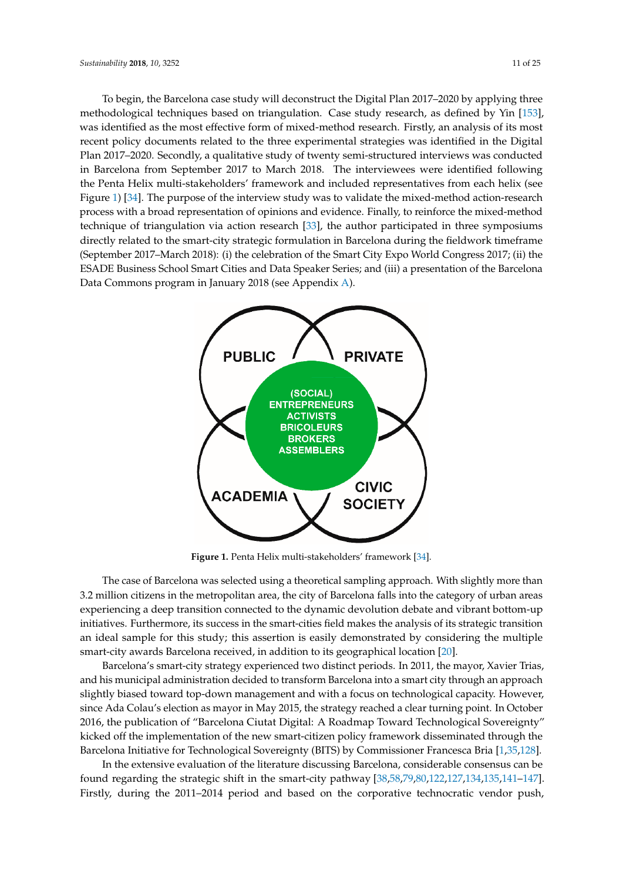To begin, the Barcelona case study will deconstruct the Digital Plan 2017–2020 by applying three methodological techniques based on triangulation. Case study research, as defined by Yin [153], was identified as the most effective form of mixed-method research. Firstly, an analysis of its most recent policy documents related to the three experimental strategies was identified in the Digital Plan 2017–2020. Secondly, a qualitative study of twenty semi-structured interviews was conducted in Barcelona from September 2017 to March 2018. The interviewees were identified following the Penta Helix multi-stakeholders' framework and included representatives from each helix (see Figure 1) [34]. The purpose of the interview study was to validate the mixed-method action-research process with a broad representation of opinions and evidence. Finally, to reinforce the mixed-method technique of triangulation via action research [33], the author participated in three symposiums directly related to the smart-city strategic formulation in Barcelona during the fieldwork timeframe (September 2017–March 2018): (i) the celebration of the Smart City Expo World Congress 2017; (ii) the ESADE Business School Smart Cities and Data Speaker Series; and (iii) a presentation of the Barcelona Data Commons program in January 2018 (see Appendix A).

PUBLIC | PRIVATE | (SOCIAL) ENTREPRENEURS ACTIVISTS BRICOLEURS BROKERS ASSEMBLERS | ACADEMIA | CIVIC SOCIETY

**Figure 1.** Penta Helix multi-stakeholders' framework [34].

The case of Barcelona was selected using a theoretical sampling approach. With slightly more than 3.2 million citizens in the metropolitan area, the city of Barcelona falls into the category of urban areas experiencing a deep transition connected to the dynamic devolution debate and vibrant bottom-up initiatives. Furthermore, its success in the smart-cities field makes the analysis of its strategic transition an ideal sample for this study; this assertion is easily demonstrated by considering the multiple smart-city awards Barcelona received, in addition to its geographical location [20].

Barcelona's smart-city strategy experienced two distinct periods. In 2011, the mayor, Xavier Trias, and his municipal administration decided to transform Barcelona into a smart city through an approach slightly biased toward top-down management and with a focus on technological capacity. However, since Ada Colau's election as mayor in May 2015, the strategy reached a clear turning point. In October 2016, the publication of "Barcelona Ciutat Digital: A Roadmap Toward Technological Sovereignty" kicked off the implementation of the new smart-citizen policy framework disseminated through the Barcelona Initiative for Technological Sovereignty (BITS) by Commissioner Francesca Bria [1,35,128].

In the extensive evaluation of the literature discussing Barcelona, considerable consensus can be found regarding the strategic shift in the smart-city pathway [38,58,79,80,122,127,134,135,141–147]. Firstly, during the 2011–2014 period and based on the corporative technocratic vendor push,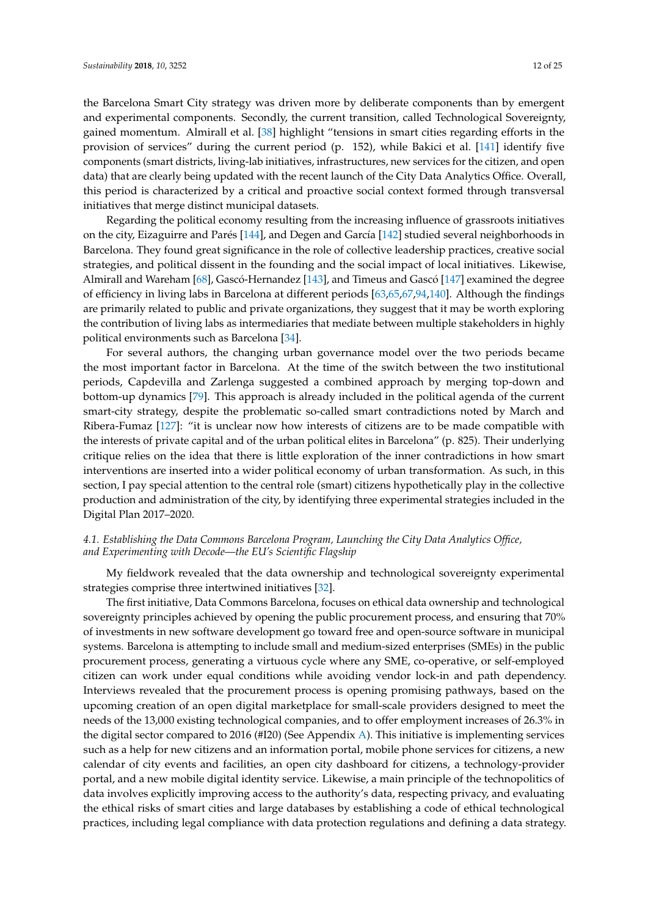the Barcelona Smart City strategy was driven more by deliberate components than by emergent and experimental components. Secondly, the current transition, called Technological Sovereignty, gained momentum. Almirall et al. [38] highlight "tensions in smart cities regarding efforts in the provision of services" during the current period (p. 152), while Bakici et al. [141] identify five components (smart districts, living-lab initiatives, infrastructures, new services for the citizen, and open data) that are clearly being updated with the recent launch of the City Data Analytics Office. Overall, this period is characterized by a critical and proactive social context formed through transversal initiatives that merge distinct municipal datasets.

Regarding the political economy resulting from the increasing influence of grassroots initiatives on the city, Eizaguirre and Parés [144], and Degen and García [142] studied several neighborhoods in Barcelona. They found great significance in the role of collective leadership practices, creative social strategies, and political dissent in the founding and the social impact of local initiatives. Likewise, Almirall and Wareham [68], Gascó-Hernandez [143], and Timeus and Gascó [147] examined the degree of efficiency in living labs in Barcelona at different periods [63,65,67,94,140]. Although the findings are primarily related to public and private organizations, they suggest that it may be worth exploring the contribution of living labs as intermediaries that mediate between multiple stakeholders in highly political environments such as Barcelona [34].

For several authors, the changing urban governance model over the two periods became the most important factor in Barcelona. At the time of the switch between the two institutional periods, Capdevilla and Zarlenga suggested a combined approach by merging top-down and bottom-up dynamics [79]. This approach is already included in the political agenda of the current smart-city strategy, despite the problematic so-called smart contradictions noted by March and Ribera-Fumaz [127]: "it is unclear now how interests of citizens are to be made compatible with the interests of private capital and of the urban political elites in Barcelona" (p. 825). Their underlying critique relies on the idea that there is little exploration of the inner contradictions in how smart interventions are inserted into a wider political economy of urban transformation. As such, in this section, I pay special attention to the central role (smart) citizens hypothetically play in the collective production and administration of the city, by identifying three experimental strategies included in the Digital Plan 2017–2020.

### *4.1. Establishing the Data Commons Barcelona Program, Launching the City Data Analytics Office, and Experimenting with Decode—the EU's Scientific Flagship*

My fieldwork revealed that the data ownership and technological sovereignty experimental strategies comprise three intertwined initiatives [32].

The first initiative, Data Commons Barcelona, focuses on ethical data ownership and technological sovereignty principles achieved by opening the public procurement process, and ensuring that 70% of investments in new software development go toward free and open-source software in municipal systems. Barcelona is attempting to include small and medium-sized enterprises (SMEs) in the public procurement process, generating a virtuous cycle where any SME, co-operative, or self-employed citizen can work under equal conditions while avoiding vendor lock-in and path dependency. Interviews revealed that the procurement process is opening promising pathways, based on the upcoming creation of an open digital marketplace for small-scale providers designed to meet the needs of the 13,000 existing technological companies, and to offer employment increases of 26.3% in the digital sector compared to 2016 (#I20) (See Appendix A). This initiative is implementing services such as a help for new citizens and an information portal, mobile phone services for citizens, a new calendar of city events and facilities, an open city dashboard for citizens, a technology-provider portal, and a new mobile digital identity service. Likewise, a main principle of the technopolitics of data involves explicitly improving access to the authority's data, respecting privacy, and evaluating the ethical risks of smart cities and large databases by establishing a code of ethical technological practices, including legal compliance with data protection regulations and defining a data strategy.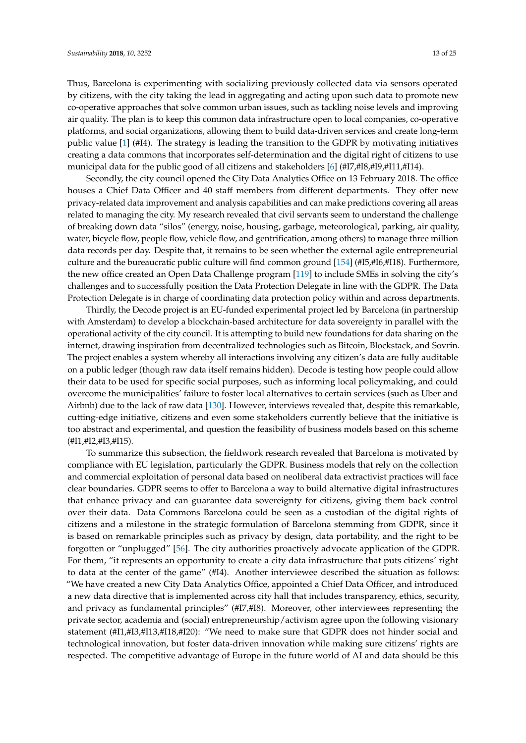Thus, Barcelona is experimenting with socializing previously collected data via sensors operated by citizens, with the city taking the lead in aggregating and acting upon such data to promote new co-operative approaches that solve common urban issues, such as tackling noise levels and improving air quality. The plan is to keep this common data infrastructure open to local companies, co-operative platforms, and social organizations, allowing them to build data-driven services and create long-term public value [1] (#I4). The strategy is leading the transition to the GDPR by motivating initiatives creating a data commons that incorporates self-determination and the digital right of citizens to use municipal data for the public good of all citizens and stakeholders [6] (#I7,#I8,#I9,#I11,#I14).

Secondly, the city council opened the City Data Analytics Office on 13 February 2018. The office houses a Chief Data Officer and 40 staff members from different departments. They offer new privacy-related data improvement and analysis capabilities and can make predictions covering all areas related to managing the city. My research revealed that civil servants seem to understand the challenge of breaking down data "silos" (energy, noise, housing, garbage, meteorological, parking, air quality, water, bicycle flow, people flow, vehicle flow, and gentrification, among others) to manage three million data records per day. Despite that, it remains to be seen whether the external agile entrepreneurial culture and the bureaucratic public culture will find common ground [154] (#I5,#I6,#I18). Furthermore, the new office created an Open Data Challenge program [119] to include SMEs in solving the city's challenges and to successfully position the Data Protection Delegate in line with the GDPR. The Data Protection Delegate is in charge of coordinating data protection policy within and across departments.

Thirdly, the Decode project is an EU-funded experimental project led by Barcelona (in partnership with Amsterdam) to develop a blockchain-based architecture for data sovereignty in parallel with the operational activity of the city council. It is attempting to build new foundations for data sharing on the internet, drawing inspiration from decentralized technologies such as Bitcoin, Blockstack, and Sovrin. The project enables a system whereby all interactions involving any citizen's data are fully auditable on a public ledger (though raw data itself remains hidden). Decode is testing how people could allow their data to be used for specific social purposes, such as informing local policymaking, and could overcome the municipalities' failure to foster local alternatives to certain services (such as Uber and Airbnb) due to the lack of raw data [130]. However, interviews revealed that, despite this remarkable, cutting-edge initiative, citizens and even some stakeholders currently believe that the initiative is too abstract and experimental, and question the feasibility of business models based on this scheme (#I1,#I2,#I3,#I15).

To summarize this subsection, the fieldwork research revealed that Barcelona is motivated by compliance with EU legislation, particularly the GDPR. Business models that rely on the collection and commercial exploitation of personal data based on neoliberal data extractivist practices will face clear boundaries. GDPR seems to offer to Barcelona a way to build alternative digital infrastructures that enhance privacy and can guarantee data sovereignty for citizens, giving them back control over their data. Data Commons Barcelona could be seen as a custodian of the digital rights of citizens and a milestone in the strategic formulation of Barcelona stemming from GDPR, since it is based on remarkable principles such as privacy by design, data portability, and the right to be forgotten or "unplugged" [56]. The city authorities proactively advocate application of the GDPR. For them, "it represents an opportunity to create a city data infrastructure that puts citizens' right to data at the center of the game" (#I4). Another interviewee described the situation as follows: "We have created a new City Data Analytics Office, appointed a Chief Data Officer, and introduced a new data directive that is implemented across city hall that includes transparency, ethics, security, and privacy as fundamental principles" (#I7,#I8). Moreover, other interviewees representing the private sector, academia and (social) entrepreneurship/activism agree upon the following visionary statement (#I1,#I3,#I13,#I18,#I20): "We need to make sure that GDPR does not hinder social and technological innovation, but foster data-driven innovation while making sure citizens' rights are respected. The competitive advantage of Europe in the future world of AI and data should be this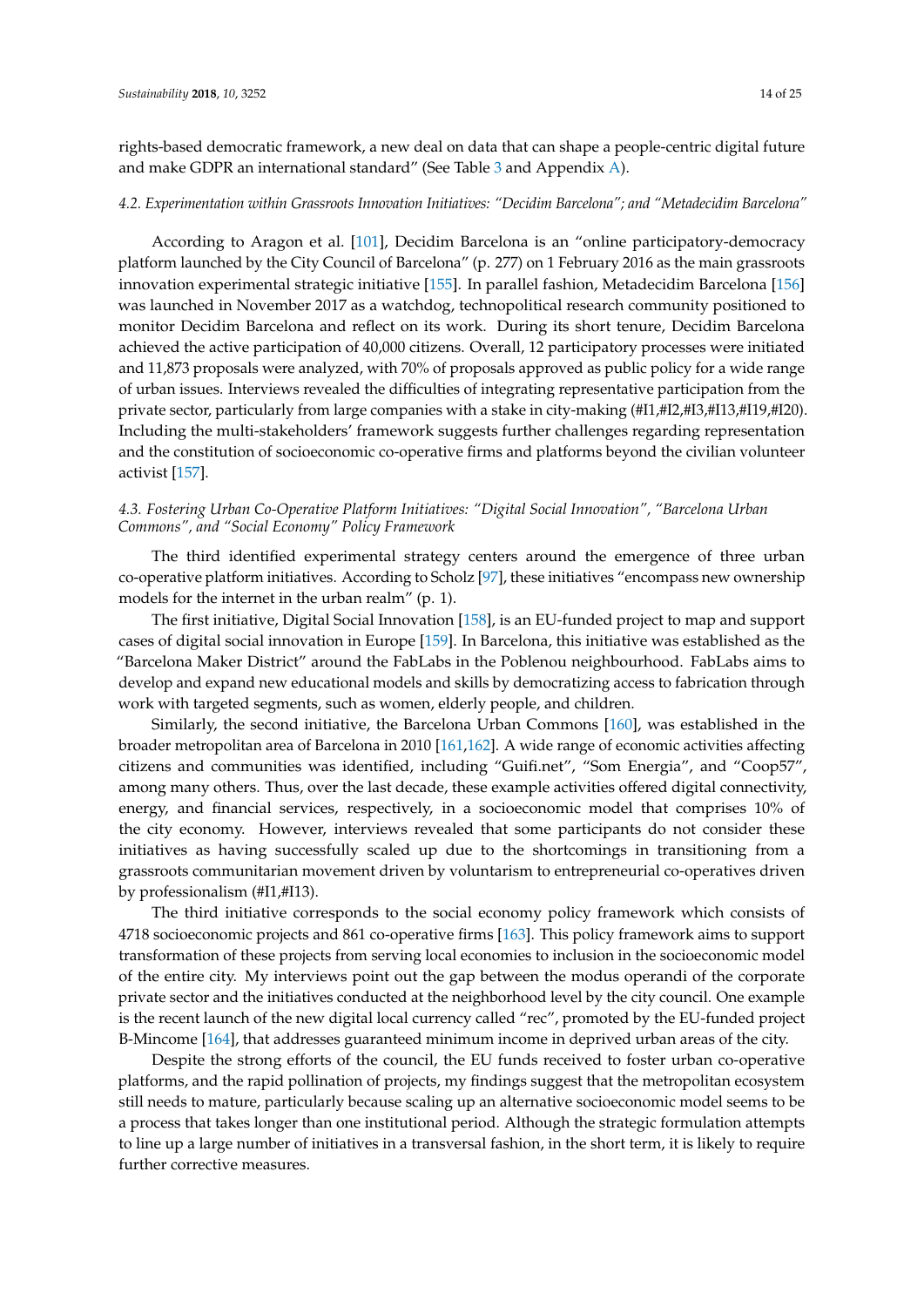rights-based democratic framework, a new deal on data that can shape a people-centric digital future and make GDPR an international standard" (See Table 3 and Appendix A).

### 4.2. Experimentation within Grassroots Innovation Initiatives: "Decidim Barcelona"; and "Metadecidim Barcelona"

According to Aragon et al. [101], Decidim Barcelona is an "online participatory-democracy platform launched by the City Council of Barcelona" (p. 277) on 1 February 2016 as the main grassroots innovation experimental strategic initiative [155]. In parallel fashion, Metadecidim Barcelona [156] was launched in November 2017 as a watchdog, technopolitical research community positioned to monitor Decidim Barcelona and reflect on its work. During its short tenure, Decidim Barcelona achieved the active participation of 40,000 citizens. Overall, 12 participatory processes were initiated and 11,873 proposals were analyzed, with 70% of proposals approved as public policy for a wide range of urban issues. Interviews revealed the difficulties of integrating representative participation from the private sector, particularly from large companies with a stake in city-making (#I1,#I2,#I3,#I13,#I19,#I20). Including the multi-stakeholders' framework suggests further challenges regarding representation and the constitution of socioeconomic co-operative firms and platforms beyond the civilian volunteer activist [157].

### 4.3. Fostering Urban Co-Operative Platform Initiatives: "Digital Social Innovation", "Barcelona Urban Commons", and "Social Economy" Policy Framework

The third identified experimental strategy centers around the emergence of three urban co-operative platform initiatives. According to Scholz [97], these initiatives "encompass new ownership models for the internet in the urban realm" (p. 1).

The first initiative, Digital Social Innovation [158], is an EU-funded project to map and support cases of digital social innovation in Europe [159]. In Barcelona, this initiative was established as the "Barcelona Maker District" around the FabLabs in the Poblenou neighbourhood. FabLabs aims to develop and expand new educational models and skills by democratizing access to fabrication through work with targeted segments, such as women, elderly people, and children.

Similarly, the second initiative, the Barcelona Urban Commons [160], was established in the broader metropolitan area of Barcelona in 2010 [161,162]. A wide range of economic activities affecting citizens and communities was identified, including "Guifi.net", "Som Energia", and "Coop57", among many others. Thus, over the last decade, these example activities offered digital connectivity, energy, and financial services, respectively, in a socioeconomic model that comprises 10% of the city economy. However, interviews revealed that some participants do not consider these initiatives as having successfully scaled up due to the shortcomings in transitioning from a grassroots communitarian movement driven by voluntarism to entrepreneurial co-operatives driven by professionalism (#I1,#I13).

The third initiative corresponds to the social economy policy framework which consists of 4718 socioeconomic projects and 861 co-operative firms [163]. This policy framework aims to support transformation of these projects from serving local economies to inclusion in the socioeconomic model of the entire city. My interviews point out the gap between the modus operandi of the corporate private sector and the initiatives conducted at the neighborhood level by the city council. One example is the recent launch of the new digital local currency called "rec", promoted by the EU-funded project B-Mincome [164], that addresses guaranteed minimum income in deprived urban areas of the city.

Despite the strong efforts of the council, the EU funds received to foster urban co-operative platforms, and the rapid pollination of projects, my findings suggest that the metropolitan ecosystem still needs to mature, particularly because scaling up an alternative socioeconomic model seems to be a process that takes longer than one institutional period. Although the strategic formulation attempts to line up a large number of initiatives in a transversal fashion, in the short term, it is likely to require further corrective measures.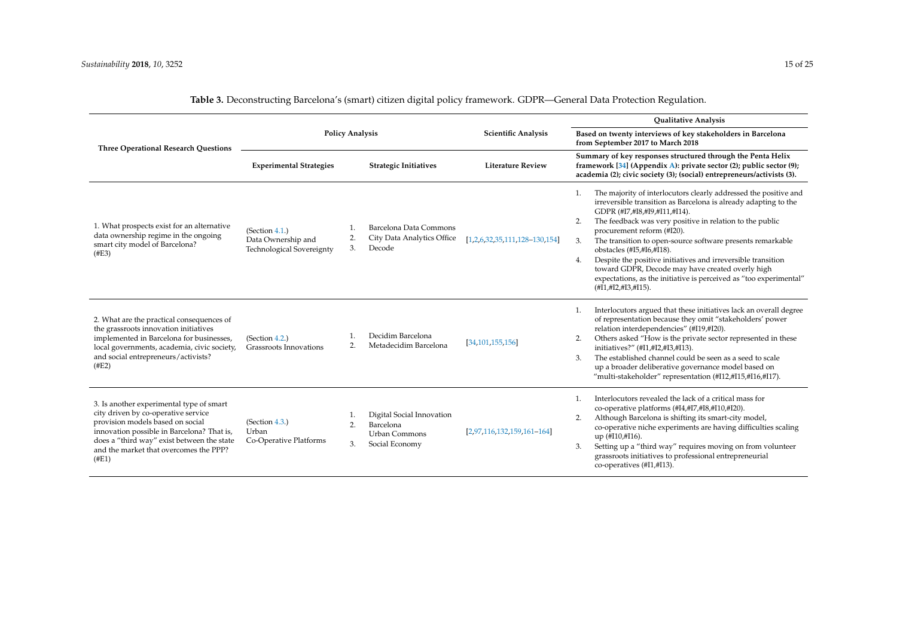**Table 3.** Deconstructing Barcelona's (smart) citizen digital policy framework. GDPR—General Data Protection Regulation.

| Three Operational Research Questions | Policy Analysis | | Scientific Analysis | Qualitative Analysis<br>Based on twenty interviews of key stakeholders in Barcelona from September 2017 to March 2018 |
|---|---|---|---|---|
| | **Experimental Strategies** | **Strategic Initiatives** | **Literature Review** | **Summary of key responses structured through the Penta Helix framework [34] (Appendix A): private sector (2); public sector (9); academia (2); civic society (3); (social) entrepreneurs/activists (3).** |
| 1. What prospects exist for an alternative data ownership regime in the ongoing smart city model of Barcelona? (#E3) | (Section 4.1.) Data Ownership and Technological Sovereignty | 1. Barcelona Data Commons<br>2. City Data Analytics Office<br>3. Decode | [1,2,6,32,35,111,128–130,154] | 1. The majority of interlocutors clearly addressed the positive and irreversible transition as Barcelona is already adapting to the GDPR (#I7,#I8,#I9,#I11,#I14).<br>2. The feedback was very positive in relation to the public procurement reform (#I20).<br>3. The transition to open-source software presents remarkable obstacles (#I5,#I6,#I18).<br>4. Despite the positive initiatives and irreversible transition toward GDPR, Decode may have created overly high expectations, as the initiative is perceived as "too experimental" (#I1,#I2,#I3,#I15). |
| 2. What are the practical consequences of the grassroots innovation initiatives implemented in Barcelona for businesses, local governments, academia, civic society, and social entrepreneurs/activists? (#E2) | (Section 4.2.) Grassroots Innovations | 1. Decidim Barcelona<br>2. Metadecidim Barcelona | [34,101,155,156] | 1. Interlocutors argued that these initiatives lack an overall degree of representation because they omit "stakeholders' power relation interdependencies" (#I19,#I20).<br>2. Others asked "How is the private sector represented in these initiatives?" (#I1,#I2,#I3,#I13).<br>3. The established channel could be seen as a seed to scale up a broader deliberative governance model based on "multi-stakeholder" representation (#I12,#I15,#I16,#I17). |
| 3. Is another experimental type of smart city driven by co-operative service provision models based on social innovation possible in Barcelona? That is, does a "third way" exist between the state and the market that overcomes the PPP? (#E1) | (Section 4.3.) Urban Co-Operative Platforms | 1. Digital Social Innovation Barcelona<br>2. Urban Commons<br>3. Social Economy | [2,97,116,132,159,161–164] | 1. Interlocutors revealed the lack of a critical mass for co-operative platforms (#I4,#I7,#I8,#I10,#I20).<br>2. Although Barcelona is shifting its smart-city model, co-operative niche experiments are having difficulties scaling up (#I10,#I16).<br>3. Setting up a "third way" requires moving on from volunteer grassroots initiatives to professional entrepreneurial co-operatives (#I1,#I13). |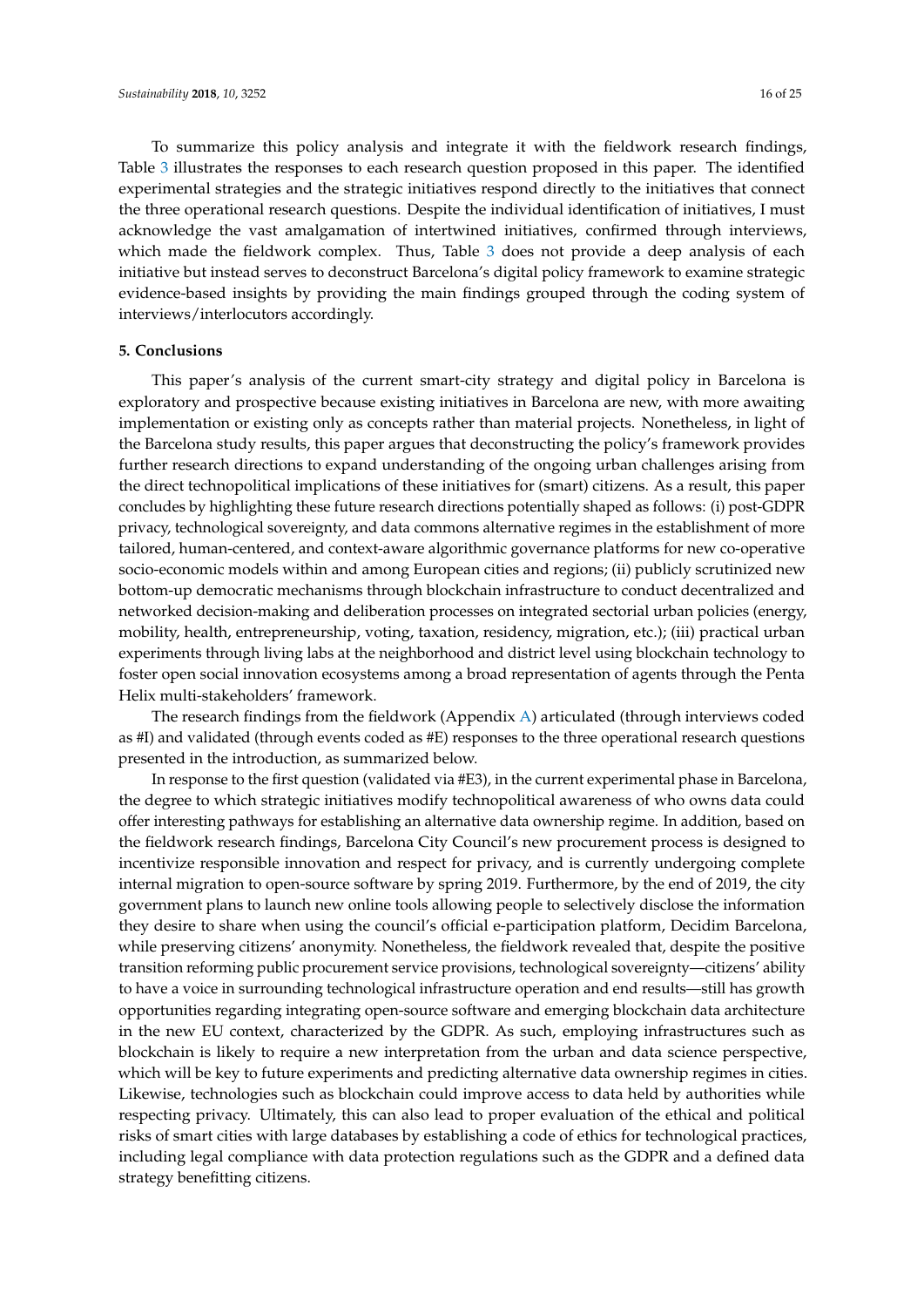To summarize this policy analysis and integrate it with the fieldwork research findings, Table 3 illustrates the responses to each research question proposed in this paper. The identified experimental strategies and the strategic initiatives respond directly to the initiatives that connect the three operational research questions. Despite the individual identification of initiatives, I must acknowledge the vast amalgamation of intertwined initiatives, confirmed through interviews, which made the fieldwork complex. Thus, Table 3 does not provide a deep analysis of each initiative but instead serves to deconstruct Barcelona's digital policy framework to examine strategic evidence-based insights by providing the main findings grouped through the coding system of interviews/interlocutors accordingly.

## 5. Conclusions

This paper's analysis of the current smart-city strategy and digital policy in Barcelona is exploratory and prospective because existing initiatives in Barcelona are new, with more awaiting implementation or existing only as concepts rather than material projects. Nonetheless, in light of the Barcelona study results, this paper argues that deconstructing the policy's framework provides further research directions to expand understanding of the ongoing urban challenges arising from the direct technopolitical implications of these initiatives for (smart) citizens. As a result, this paper concludes by highlighting these future research directions potentially shaped as follows: (i) post-GDPR privacy, technological sovereignty, and data commons alternative regimes in the establishment of more tailored, human-centered, and context-aware algorithmic governance platforms for new co-operative socio-economic models within and among European cities and regions; (ii) publicly scrutinized new bottom-up democratic mechanisms through blockchain infrastructure to conduct decentralized and networked decision-making and deliberation processes on integrated sectorial urban policies (energy, mobility, health, entrepreneurship, voting, taxation, residency, migration, etc.); (iii) practical urban experiments through living labs at the neighborhood and district level using blockchain technology to foster open social innovation ecosystems among a broad representation of agents through the Penta Helix multi-stakeholders' framework.

The research findings from the fieldwork (Appendix A) articulated (through interviews coded as #I) and validated (through events coded as #E) responses to the three operational research questions presented in the introduction, as summarized below.

In response to the first question (validated via #E3), in the current experimental phase in Barcelona, the degree to which strategic initiatives modify technopolitical awareness of who owns data could offer interesting pathways for establishing an alternative data ownership regime. In addition, based on the fieldwork research findings, Barcelona City Council's new procurement process is designed to incentivize responsible innovation and respect for privacy, and is currently undergoing complete internal migration to open-source software by spring 2019. Furthermore, by the end of 2019, the city government plans to launch new online tools allowing people to selectively disclose the information they desire to share when using the council's official e-participation platform, Decidim Barcelona, while preserving citizens' anonymity. Nonetheless, the fieldwork revealed that, despite the positive transition reforming public procurement service provisions, technological sovereignty—citizens' ability to have a voice in surrounding technological infrastructure operation and end results—still has growth opportunities regarding integrating open-source software and emerging blockchain data architecture in the new EU context, characterized by the GDPR. As such, employing infrastructures such as blockchain is likely to require a new interpretation from the urban and data science perspective, which will be key to future experiments and predicting alternative data ownership regimes in cities. Likewise, technologies such as blockchain could improve access to data held by authorities while respecting privacy. Ultimately, this can also lead to proper evaluation of the ethical and political risks of smart cities with large databases by establishing a code of ethics for technological practices, including legal compliance with data protection regulations such as the GDPR and a defined data strategy benefitting citizens.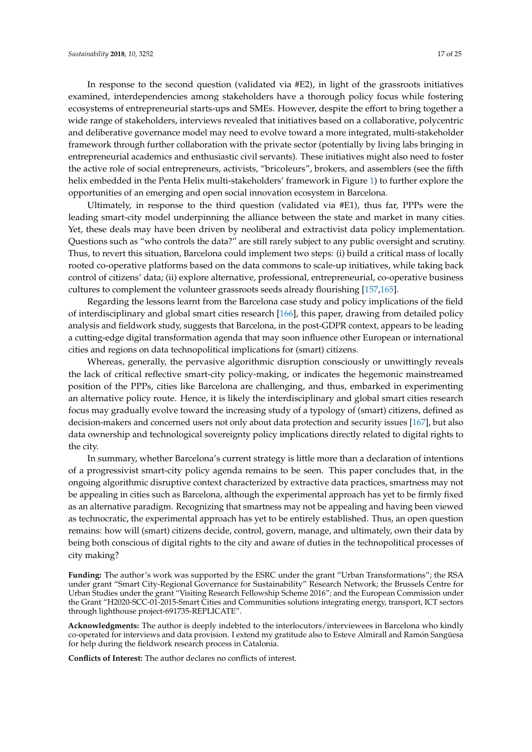In response to the second question (validated via #E2), in light of the grassroots initiatives examined, interdependencies among stakeholders have a thorough policy focus while fostering ecosystems of entrepreneurial starts-ups and SMEs. However, despite the effort to bring together a wide range of stakeholders, interviews revealed that initiatives based on a collaborative, polycentric and deliberative governance model may need to evolve toward a more integrated, multi-stakeholder framework through further collaboration with the private sector (potentially by living labs bringing in entrepreneurial academics and enthusiastic civil servants). These initiatives might also need to foster the active role of social entrepreneurs, activists, "bricoleurs", brokers, and assemblers (see the fifth helix embedded in the Penta Helix multi-stakeholders' framework in Figure 1) to further explore the opportunities of an emerging and open social innovation ecosystem in Barcelona.

Ultimately, in response to the third question (validated via #E1), thus far, PPPs were the leading smart-city model underpinning the alliance between the state and market in many cities. Yet, these deals may have been driven by neoliberal and extractivist data policy implementation. Questions such as "who controls the data?" are still rarely subject to any public oversight and scrutiny. Thus, to revert this situation, Barcelona could implement two steps: (i) build a critical mass of locally rooted co-operative platforms based on the data commons to scale-up initiatives, while taking back control of citizens' data; (ii) explore alternative, professional, entrepreneurial, co-operative business cultures to complement the volunteer grassroots seeds already flourishing [157,165].

Regarding the lessons learnt from the Barcelona case study and policy implications of the field of interdisciplinary and global smart cities research [166], this paper, drawing from detailed policy analysis and fieldwork study, suggests that Barcelona, in the post-GDPR context, appears to be leading a cutting-edge digital transformation agenda that may soon influence other European or international cities and regions on data technopolitical implications for (smart) citizens.

Whereas, generally, the pervasive algorithmic disruption consciously or unwittingly reveals the lack of critical reflective smart-city policy-making, or indicates the hegemonic mainstreamed position of the PPPs, cities like Barcelona are challenging, and thus, embarked in experimenting an alternative policy route. Hence, it is likely the interdisciplinary and global smart cities research focus may gradually evolve toward the increasing study of a typology of (smart) citizens, defined as decision-makers and concerned users not only about data protection and security issues [167], but also data ownership and technological sovereignty policy implications directly related to digital rights to the city.

In summary, whether Barcelona's current strategy is little more than a declaration of intentions of a progressivist smart-city policy agenda remains to be seen. This paper concludes that, in the ongoing algorithmic disruptive context characterized by extractive data practices, smartness may not be appealing in cities such as Barcelona, although the experimental approach has yet to be firmly fixed as an alternative paradigm. Recognizing that smartness may not be appealing and having been viewed as technocratic, the experimental approach has yet to be entirely established. Thus, an open question remains: how will (smart) citizens decide, control, govern, manage, and ultimately, own their data by being both conscious of digital rights to the city and aware of duties in the technopolitical processes of city making?

**Funding:** The author's work was supported by the ESRC under the grant "Urban Transformations"; the RSA under grant "Smart City-Regional Governance for Sustainability" Research Network; the Brussels Centre for Urban Studies under the grant "Visiting Research Fellowship Scheme 2016"; and the European Commission under the Grant "H2020-SCC-01-2015-Smart Cities and Communities solutions integrating energy, transport, ICT sectors through lighthouse project-691735-REPLICATE".

**Acknowledgments:** The author is deeply indebted to the interlocutors/interviewees in Barcelona who kindly co-operated for interviews and data provision. I extend my gratitude also to Esteve Almirall and Ramón Sangüesa for help during the fieldwork research process in Catalonia.

**Conflicts of Interest:** The author declares no conflicts of interest.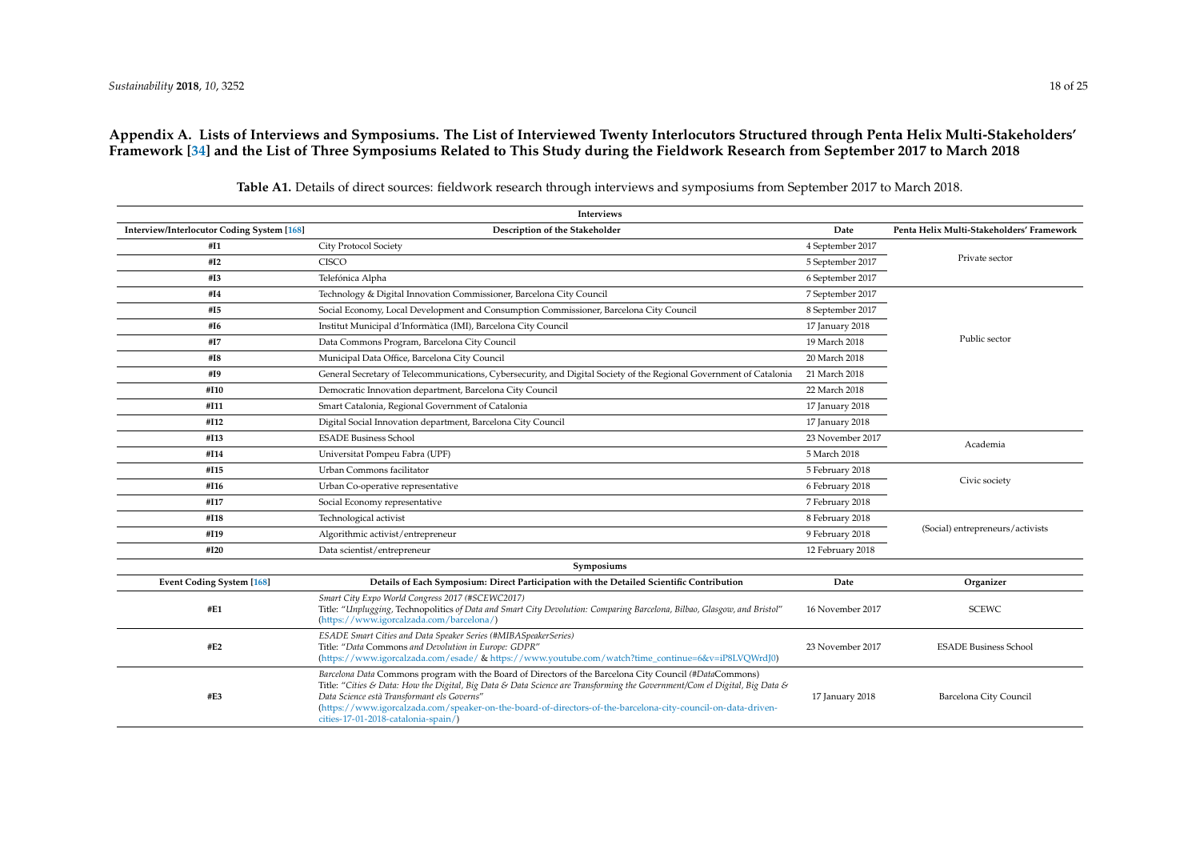## Appendix A. Lists of Interviews and Symposiums. The List of Interviewed Twenty Interlocutors Structured through Penta Helix Multi-Stakeholders' Framework [34] and the List of Three Symposiums Related to This Study during the Fieldwork Research from September 2017 to March 2018

**Table A1.** Details of direct sources: fieldwork research through interviews and symposiums from September 2017 to March 2018.

| **Interviews** | | | |
|---|---|---|---|
| **Interview/Interlocutor Coding System [168]** | **Description of the Stakeholder** | **Date** | **Penta Helix Multi-Stakeholders' Framework** |
| **#I1** | City Protocol Society | 4 September 2017 | Private sector |
| **#I2** | CISCO | 5 September 2017 | |
| **#I3** | Telefónica Alpha | 6 September 2017 | |
| **#I4** | Technology & Digital Innovation Commissioner, Barcelona City Council | 7 September 2017 | Public sector |
| **#I5** | Social Economy, Local Development and Consumption Commissioner, Barcelona City Council | 8 September 2017 | |
| **#I6** | Institut Municipal d'Informàtica (IMI), Barcelona City Council | 17 January 2018 | |
| **#I7** | Data Commons Program, Barcelona City Council | 19 March 2018 | |
| **#I8** | Municipal Data Office, Barcelona City Council | 20 March 2018 | |
| **#I9** | General Secretary of Telecommunications, Cybersecurity, and Digital Society of the Regional Government of Catalonia | 21 March 2018 | |
| **#I10** | Democratic Innovation department, Barcelona City Council | 22 March 2018 | |
| **#I11** | Smart Catalonia, Regional Government of Catalonia | 17 January 2018 | |
| **#I12** | Digital Social Innovation department, Barcelona City Council | 17 January 2018 | |
| **#I13** | ESADE Business School | 23 November 2017 | Academia |
| **#I14** | Universitat Pompeu Fabra (UPF) | 5 March 2018 | |
| **#I15** | Urban Commons facilitator | 5 February 2018 | Civic society |
| **#I16** | Urban Co-operative representative | 6 February 2018 | |
| **#I17** | Social Economy representative | 7 February 2018 | |
| **#I18** | Technological activist | 8 February 2018 | (Social) entrepreneurs/activists |
| **#I19** | Algorithmic activist/entrepreneur | 9 February 2018 | |
| **#I20** | Data scientist/entrepreneur | 12 February 2018 | |
| **Symposiums** | | | |
| **Event Coding System [168]** | **Details of Each Symposium: Direct Participation with the Detailed Scientific Contribution** | **Date** | **Organizer** |
| **#E1** | *Smart City Expo World Congress 2017 (#SCEWC2017)* Title: "*Unplugging*, Technopolitics *of Data and Smart City Devolution: Comparing Barcelona, Bilbao, Glasgow, and Bristol*" (https://www.igorcalzada.com/barcelona/) | 16 November 2017 | SCEWC |
| **#E2** | *ESADE Smart Cities and Data Speaker Series (#MIBASpeakerSeries)* Title: "*Data* Commons *and Devolution in Europe: GDPR*" (https://www.igorcalzada.com/esade/ & https://www.youtube.com/watch?time_continue=6&v=iP8LVQWrdJ0) | 23 November 2017 | ESADE Business School |
| **#E3** | *Barcelona Data* Commons program with the Board of Directors of the Barcelona City Council (*#Data*Commons) Title: "*Cities & Data: How the Digital, Big Data & Data Science are Transforming the Government/Com el Digital, Big Data & Data Science està Transformant els Governs*" (https://www.igorcalzada.com/speaker-on-the-board-of-directors-of-the-barcelona-city-council-on-data-driven-cities-17-01-2018-catalonia-spain/) | 17 January 2018 | Barcelona City Council |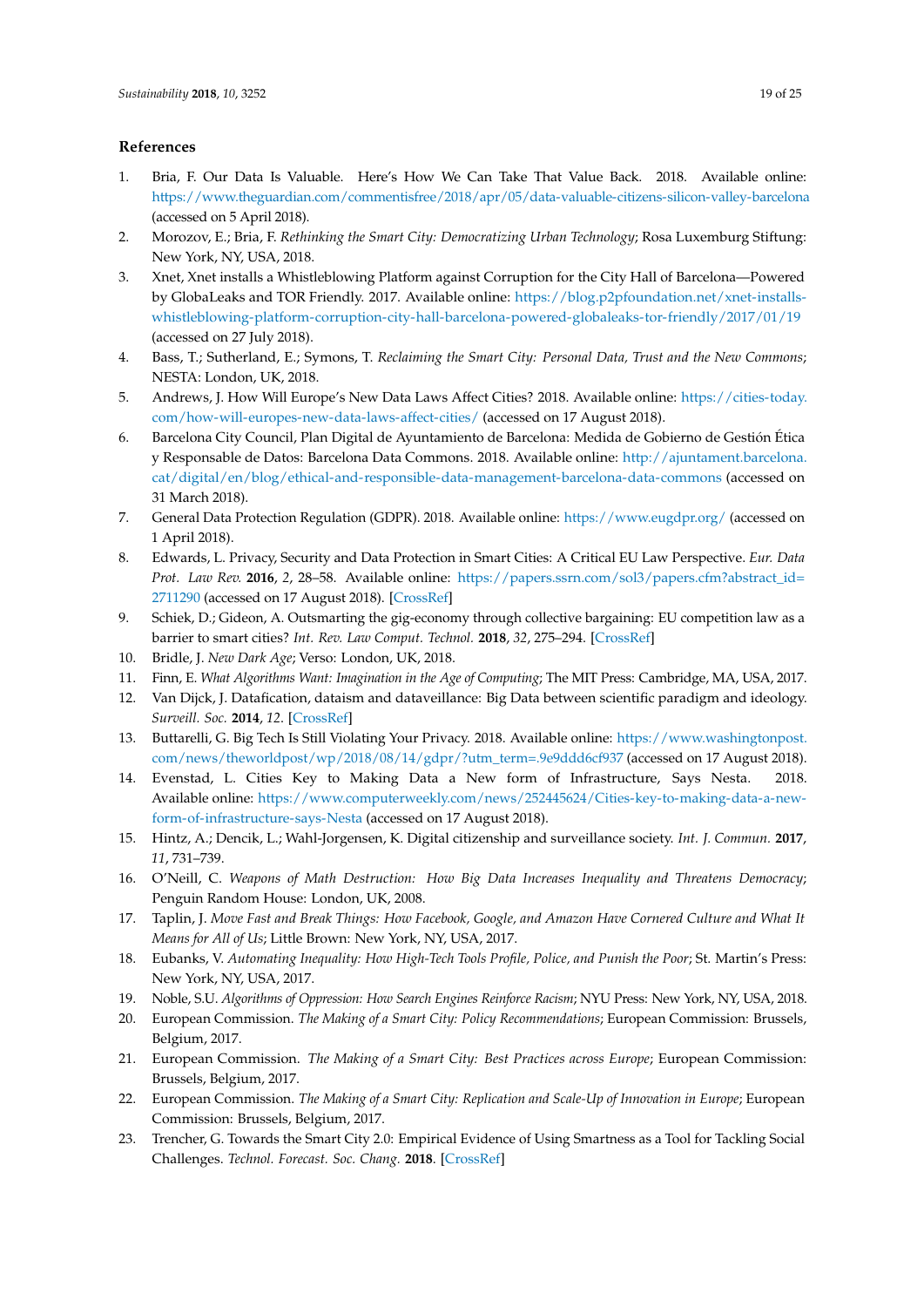## References

1. Bria, F. Our Data Is Valuable. Here's How We Can Take That Value Back. 2018. Available online: https://www.theguardian.com/commentisfree/2018/apr/05/data-valuable-citizens-silicon-valley-barcelona (accessed on 5 April 2018).
2. Morozov, E.; Bria, F. *Rethinking the Smart City: Democratizing Urban Technology*; Rosa Luxemburg Stiftung: New York, NY, USA, 2018.
3. Xnet, Xnet installs a Whistleblowing Platform against Corruption for the City Hall of Barcelona—Powered by GlobaLeaks and TOR Friendly. 2017. Available online: https://blog.p2pfoundation.net/xnet-installs-whistleblowing-platform-corruption-city-hall-barcelona-powered-globaleaks-tor-friendly/2017/01/19 (accessed on 27 July 2018).
4. Bass, T.; Sutherland, E.; Symons, T. *Reclaiming the Smart City: Personal Data, Trust and the New Commons*; NESTA: London, UK, 2018.
5. Andrews, J. How Will Europe's New Data Laws Affect Cities? 2018. Available online: https://cities-today.com/how-will-europes-new-data-laws-affect-cities/ (accessed on 17 August 2018).
6. Barcelona City Council, Plan Digital de Ayuntamiento de Barcelona: Medida de Gobierno de Gestión Ética y Responsable de Datos: Barcelona Data Commons. 2018. Available online: http://ajuntament.barcelona.cat/digital/en/blog/ethical-and-responsible-data-management-barcelona-data-commons (accessed on 31 March 2018).
7. General Data Protection Regulation (GDPR). 2018. Available online: https://www.eugdpr.org/ (accessed on 1 April 2018).
8. Edwards, L. Privacy, Security and Data Protection in Smart Cities: A Critical EU Law Perspective. *Eur. Data Prot. Law Rev.* **2016**, *2*, 28–58. Available online: https://papers.ssrn.com/sol3/papers.cfm?abstract_id=2711290 (accessed on 17 August 2018). [CrossRef]
9. Schiek, D.; Gideon, A. Outsmarting the gig-economy through collective bargaining: EU competition law as a barrier to smart cities? *Int. Rev. Law Comput. Technol.* **2018**, *32*, 275–294. [CrossRef]
10. Bridle, J. *New Dark Age*; Verso: London, UK, 2018.
11. Finn, E. *What Algorithms Want: Imagination in the Age of Computing*; The MIT Press: Cambridge, MA, USA, 2017.
12. Van Dijck, J. Datafication, dataism and dataveillance: Big Data between scientific paradigm and ideology. *Surveill. Soc.* **2014**, *12*. [CrossRef]
13. Buttarelli, G. Big Tech Is Still Violating Your Privacy. 2018. Available online: https://www.washingtonpost.com/news/theworldpost/wp/2018/08/14/gdpr/?utm_term=.9e9ddd6cf937 (accessed on 17 August 2018).
14. Evenstad, L. Cities Key to Making Data a New form of Infrastructure, Says Nesta. 2018. Available online: https://www.computerweekly.com/news/252445624/Cities-key-to-making-data-a-new-form-of-infrastructure-says-Nesta (accessed on 17 August 2018).
15. Hintz, A.; Dencik, L.; Wahl-Jorgensen, K. Digital citizenship and surveillance society. *Int. J. Commun.* **2017**, *11*, 731–739.
16. O'Neill, C. *Weapons of Math Destruction: How Big Data Increases Inequality and Threatens Democracy*; Penguin Random House: London, UK, 2008.
17. Taplin, J. *Move Fast and Break Things: How Facebook, Google, and Amazon Have Cornered Culture and What It Means for All of Us*; Little Brown: New York, NY, USA, 2017.
18. Eubanks, V. *Automating Inequality: How High-Tech Tools Profile, Police, and Punish the Poor*; St. Martin's Press: New York, NY, USA, 2017.
19. Noble, S.U. *Algorithms of Oppression: How Search Engines Reinforce Racism*; NYU Press: New York, NY, USA, 2018.
20. European Commission. *The Making of a Smart City: Policy Recommendations*; European Commission: Brussels, Belgium, 2017.
21. European Commission. *The Making of a Smart City: Best Practices across Europe*; European Commission: Brussels, Belgium, 2017.
22. European Commission. *The Making of a Smart City: Replication and Scale-Up of Innovation in Europe*; European Commission: Brussels, Belgium, 2017.
23. Trencher, G. Towards the Smart City 2.0: Empirical Evidence of Using Smartness as a Tool for Tackling Social Challenges. *Technol. Forecast. Soc. Chang.* **2018**. [CrossRef]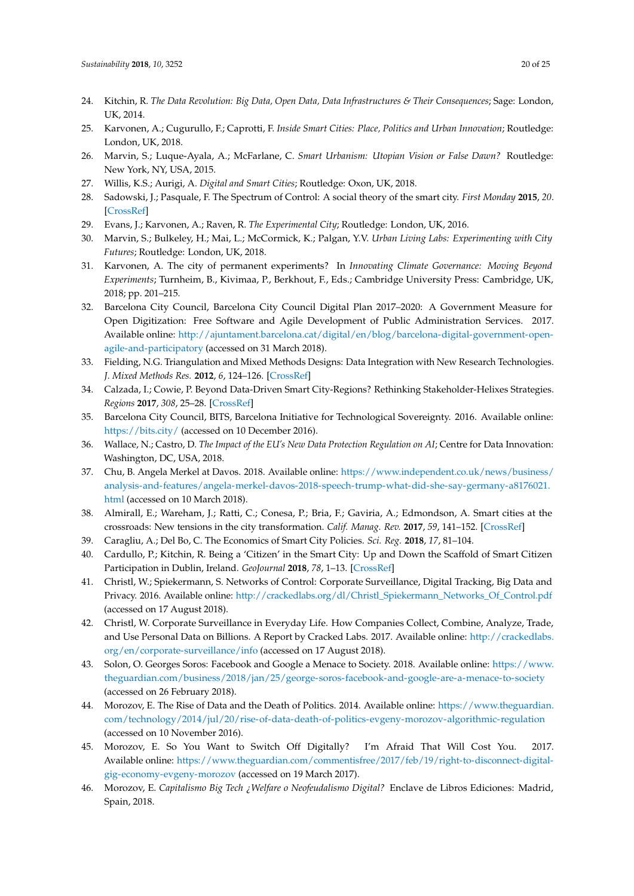24. Kitchin, R. *The Data Revolution: Big Data, Open Data, Data Infrastructures & Their Consequences*; Sage: London, UK, 2014.
25. Karvonen, A.; Cugurullo, F.; Caprotti, F. *Inside Smart Cities: Place, Politics and Urban Innovation*; Routledge: London, UK, 2018.
26. Marvin, S.; Luque-Ayala, A.; McFarlane, C. *Smart Urbanism: Utopian Vision or False Dawn?* Routledge: New York, NY, USA, 2015.
27. Willis, K.S.; Aurigi, A. *Digital and Smart Cities*; Routledge: Oxon, UK, 2018.
28. Sadowski, J.; Pasquale, F. The Spectrum of Control: A social theory of the smart city. *First Monday* **2015**, *20*. [CrossRef]
29. Evans, J.; Karvonen, A.; Raven, R. *The Experimental City*; Routledge: London, UK, 2016.
30. Marvin, S.; Bulkeley, H.; Mai, L.; McCormick, K.; Palgan, Y.V. *Urban Living Labs: Experimenting with City Futures*; Routledge: London, UK, 2018.
31. Karvonen, A. The city of permanent experiments? In *Innovating Climate Governance: Moving Beyond Experiments*; Turnheim, B., Kivimaa, P., Berkhout, F., Eds.; Cambridge University Press: Cambridge, UK, 2018; pp. 201–215.
32. Barcelona City Council, Barcelona City Council Digital Plan 2017–2020: A Government Measure for Open Digitization: Free Software and Agile Development of Public Administration Services. 2017. Available online: http://ajuntament.barcelona.cat/digital/en/blog/barcelona-digital-government-open-agile-and-participatory (accessed on 31 March 2018).
33. Fielding, N.G. Triangulation and Mixed Methods Designs: Data Integration with New Research Technologies. *J. Mixed Methods Res.* **2012**, *6*, 124–126. [CrossRef]
34. Calzada, I.; Cowie, P. Beyond Data-Driven Smart City-Regions? Rethinking Stakeholder-Helixes Strategies. *Regions* **2017**, *308*, 25–28. [CrossRef]
35. Barcelona City Council, BITS, Barcelona Initiative for Technological Sovereignty. 2016. Available online: https://bits.city/ (accessed on 10 December 2016).
36. Wallace, N.; Castro, D. *The Impact of the EU's New Data Protection Regulation on AI*; Centre for Data Innovation: Washington, DC, USA, 2018.
37. Chu, B. Angela Merkel at Davos. 2018. Available online: https://www.independent.co.uk/news/business/analysis-and-features/angela-merkel-davos-2018-speech-trump-what-did-she-say-germany-a8176021.html (accessed on 10 March 2018).
38. Almirall, E.; Wareham, J.; Ratti, C.; Conesa, P.; Bria, F.; Gaviria, A.; Edmondson, A. Smart cities at the crossroads: New tensions in the city transformation. *Calif. Manag. Rev.* **2017**, *59*, 141–152. [CrossRef]
39. Caragliu, A.; Del Bo, C. The Economics of Smart City Policies. *Sci. Reg.* **2018**, *17*, 81–104.
40. Cardullo, P.; Kitchin, R. Being a 'Citizen' in the Smart City: Up and Down the Scaffold of Smart Citizen Participation in Dublin, Ireland. *GeoJournal* **2018**, *78*, 1–13. [CrossRef]
41. Christl, W.; Spiekermann, S. Networks of Control: Corporate Surveillance, Digital Tracking, Big Data and Privacy. 2016. Available online: http://crackedlabs.org/dl/Christl_Spiekermann_Networks_Of_Control.pdf (accessed on 17 August 2018).
42. Christl, W. Corporate Surveillance in Everyday Life. How Companies Collect, Combine, Analyze, Trade, and Use Personal Data on Billions. A Report by Cracked Labs. 2017. Available online: http://crackedlabs.org/en/corporate-surveillance/info (accessed on 17 August 2018).
43. Solon, O. Georges Soros: Facebook and Google a Menace to Society. 2018. Available online: https://www.theguardian.com/business/2018/jan/25/george-soros-facebook-and-google-are-a-menace-to-society (accessed on 26 February 2018).
44. Morozov, E. The Rise of Data and the Death of Politics. 2014. Available online: https://www.theguardian.com/technology/2014/jul/20/rise-of-data-death-of-politics-evgeny-morozov-algorithmic-regulation (accessed on 10 November 2016).
45. Morozov, E. So You Want to Switch Off Digitally? I'm Afraid That Will Cost You. 2017. Available online: https://www.theguardian.com/commentisfree/2017/feb/19/right-to-disconnect-digital-gig-economy-evgeny-morozov (accessed on 19 March 2017).
46. Morozov, E. *Capitalismo Big Tech ¿Welfare o Neofeudalismo Digital?* Enclave de Libros Ediciones: Madrid, Spain, 2018.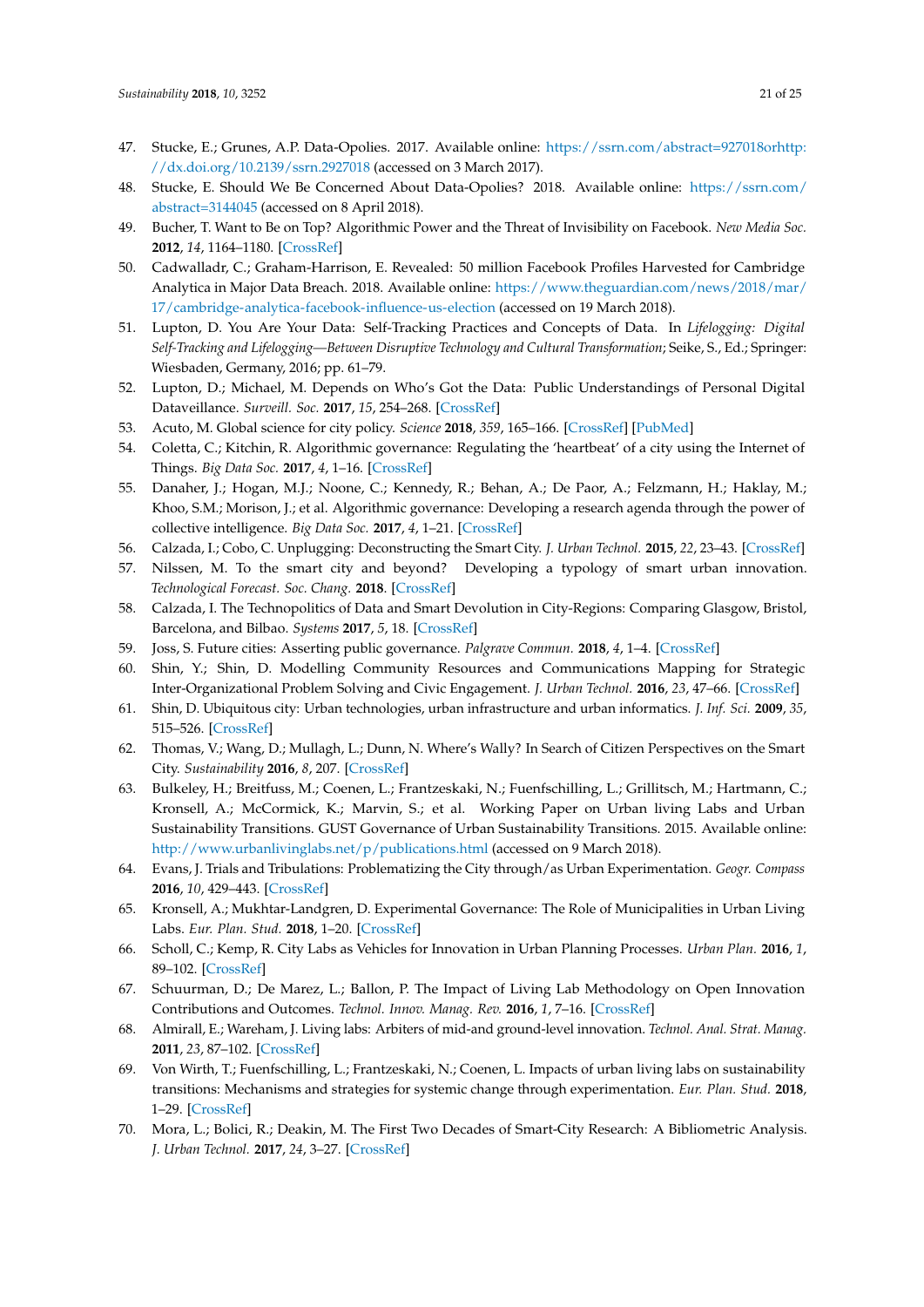47. Stucke, E.; Grunes, A.P. Data-Opolies. 2017. Available online: https://ssrn.com/abstract=927018orhttp://dx.doi.org/10.2139/ssrn.2927018 (accessed on 3 March 2017).
48. Stucke, E. Should We Be Concerned About Data-Opolies? 2018. Available online: https://ssrn.com/abstract=3144045 (accessed on 8 April 2018).
49. Bucher, T. Want to Be on Top? Algorithmic Power and the Threat of Invisibility on Facebook. *New Media Soc.* **2012**, *14*, 1164–1180. [CrossRef]
50. Cadwalladr, C.; Graham-Harrison, E. Revealed: 50 million Facebook Profiles Harvested for Cambridge Analytica in Major Data Breach. 2018. Available online: https://www.theguardian.com/news/2018/mar/17/cambridge-analytica-facebook-influence-us-election (accessed on 19 March 2018).
51. Lupton, D. You Are Your Data: Self-Tracking Practices and Concepts of Data. In *Lifelogging: Digital Self-Tracking and Lifelogging—Between Disruptive Technology and Cultural Transformation*; Seike, S., Ed.; Springer: Wiesbaden, Germany, 2016; pp. 61–79.
52. Lupton, D.; Michael, M. Depends on Who's Got the Data: Public Understandings of Personal Digital Dataveillance. *Surveill. Soc.* **2017**, *15*, 254–268. [CrossRef]
53. Acuto, M. Global science for city policy. *Science* **2018**, *359*, 165–166. [CrossRef] [PubMed]
54. Coletta, C.; Kitchin, R. Algorithmic governance: Regulating the 'heartbeat' of a city using the Internet of Things. *Big Data Soc.* **2017**, *4*, 1–16. [CrossRef]
55. Danaher, J.; Hogan, M.J.; Noone, C.; Kennedy, R.; Behan, A.; De Paor, A.; Felzmann, H.; Haklay, M.; Khoo, S.M.; Morison, J.; et al. Algorithmic governance: Developing a research agenda through the power of collective intelligence. *Big Data Soc.* **2017**, *4*, 1–21. [CrossRef]
56. Calzada, I.; Cobo, C. Unplugging: Deconstructing the Smart City. *J. Urban Technol.* **2015**, *22*, 23–43. [CrossRef]
57. Nilssen, M. To the smart city and beyond? Developing a typology of smart urban innovation. *Technological Forecast. Soc. Chang.* **2018**. [CrossRef]
58. Calzada, I. The Technopolitics of Data and Smart Devolution in City-Regions: Comparing Glasgow, Bristol, Barcelona, and Bilbao. *Systems* **2017**, *5*, 18. [CrossRef]
59. Joss, S. Future cities: Asserting public governance. *Palgrave Commun.* **2018**, *4*, 1–4. [CrossRef]
60. Shin, Y.; Shin, D. Modelling Community Resources and Communications Mapping for Strategic Inter-Organizational Problem Solving and Civic Engagement. *J. Urban Technol.* **2016**, *23*, 47–66. [CrossRef]
61. Shin, D. Ubiquitous city: Urban technologies, urban infrastructure and urban informatics. *J. Inf. Sci.* **2009**, *35*, 515–526. [CrossRef]
62. Thomas, V.; Wang, D.; Mullagh, L.; Dunn, N. Where's Wally? In Search of Citizen Perspectives on the Smart City. *Sustainability* **2016**, *8*, 207. [CrossRef]
63. Bulkeley, H.; Breitfuss, M.; Coenen, L.; Frantzeskaki, N.; Fuenfschilling, L.; Grillitsch, M.; Hartmann, C.; Kronsell, A.; McCormick, K.; Marvin, S.; et al. Working Paper on Urban living Labs and Urban Sustainability Transitions. GUST Governance of Urban Sustainability Transitions. 2015. Available online: http://www.urbanlivinglabs.net/p/publications.html (accessed on 9 March 2018).
64. Evans, J. Trials and Tribulations: Problematizing the City through/as Urban Experimentation. *Geogr. Compass* **2016**, *10*, 429–443. [CrossRef]
65. Kronsell, A.; Mukhtar-Landgren, D. Experimental Governance: The Role of Municipalities in Urban Living Labs. *Eur. Plan. Stud.* **2018**, 1–20. [CrossRef]
66. Scholl, C.; Kemp, R. City Labs as Vehicles for Innovation in Urban Planning Processes. *Urban Plan.* **2016**, *1*, 89–102. [CrossRef]
67. Schuurman, D.; De Marez, L.; Ballon, P. The Impact of Living Lab Methodology on Open Innovation Contributions and Outcomes. *Technol. Innov. Manag. Rev.* **2016**, *1*, 7–16. [CrossRef]
68. Almirall, E.; Wareham, J. Living labs: Arbiters of mid-and ground-level innovation. *Technol. Anal. Strat. Manag.* **2011**, *23*, 87–102. [CrossRef]
69. Von Wirth, T.; Fuenfschilling, L.; Frantzeskaki, N.; Coenen, L. Impacts of urban living labs on sustainability transitions: Mechanisms and strategies for systemic change through experimentation. *Eur. Plan. Stud.* **2018**, 1–29. [CrossRef]
70. Mora, L.; Bolici, R.; Deakin, M. The First Two Decades of Smart-City Research: A Bibliometric Analysis. *J. Urban Technol.* **2017**, *24*, 3–27. [CrossRef]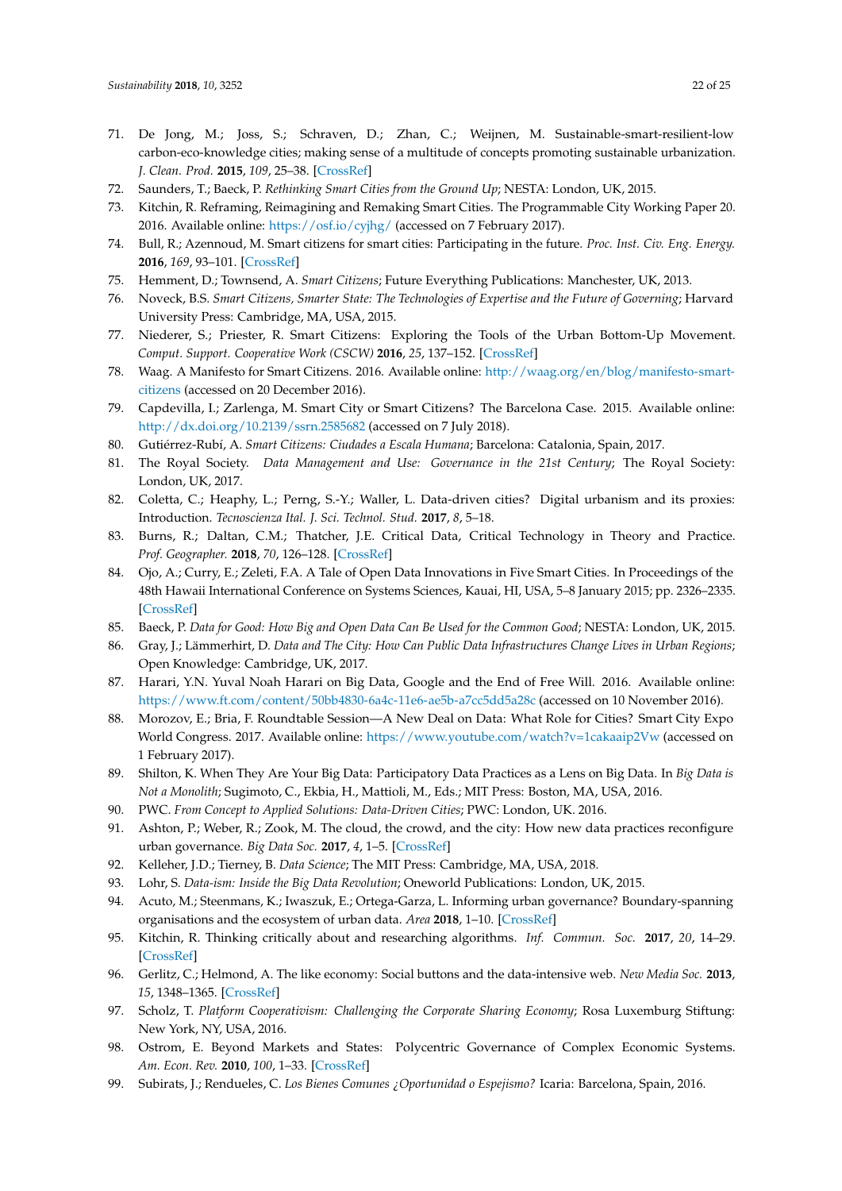71. De Jong, M.; Joss, S.; Schraven, D.; Zhan, C.; Weijnen, M. Sustainable-smart-resilient-low carbon-eco-knowledge cities; making sense of a multitude of concepts promoting sustainable urbanization. *J. Clean. Prod.* **2015**, *109*, 25–38. [CrossRef]
72. Saunders, T.; Baeck, P. *Rethinking Smart Cities from the Ground Up*; NESTA: London, UK, 2015.
73. Kitchin, R. Reframing, Reimagining and Remaking Smart Cities. The Programmable City Working Paper 20. 2016. Available online: https://osf.io/cyjhg/ (accessed on 7 February 2017).
74. Bull, R.; Azennoud, M. Smart citizens for smart cities: Participating in the future. *Proc. Inst. Civ. Eng. Energy.* **2016**, *169*, 93–101. [CrossRef]
75. Hemment, D.; Townsend, A. *Smart Citizens*; Future Everything Publications: Manchester, UK, 2013.
76. Noveck, B.S. *Smart Citizens, Smarter State: The Technologies of Expertise and the Future of Governing*; Harvard University Press: Cambridge, MA, USA, 2015.
77. Niederer, S.; Priester, R. Smart Citizens: Exploring the Tools of the Urban Bottom-Up Movement. *Comput. Support. Cooperative Work (CSCW)* **2016**, *25*, 137–152. [CrossRef]
78. Waag. A Manifesto for Smart Citizens. 2016. Available online: http://waag.org/en/blog/manifesto-smart-citizens (accessed on 20 December 2016).
79. Capdevilla, I.; Zarlenga, M. Smart City or Smart Citizens? The Barcelona Case. 2015. Available online: http://dx.doi.org/10.2139/ssrn.2585682 (accessed on 7 July 2018).
80. Gutiérrez-Rubí, A. *Smart Citizens: Ciudades a Escala Humana*; Barcelona: Catalonia, Spain, 2017.
81. The Royal Society. *Data Management and Use: Governance in the 21st Century*; The Royal Society: London, UK, 2017.
82. Coletta, C.; Heaphy, L.; Perng, S.-Y.; Waller, L. Data-driven cities? Digital urbanism and its proxies: Introduction. *Tecnoscienza Ital. J. Sci. Technol. Stud.* **2017**, *8*, 5–18.
83. Burns, R.; Daltan, C.M.; Thatcher, J.E. Critical Data, Critical Technology in Theory and Practice. *Prof. Geographer.* **2018**, *70*, 126–128. [CrossRef]
84. Ojo, A.; Curry, E.; Zeleti, F.A. A Tale of Open Data Innovations in Five Smart Cities. In Proceedings of the 48th Hawaii International Conference on Systems Sciences, Kauai, HI, USA, 5–8 January 2015; pp. 2326–2335. [CrossRef]
85. Baeck, P. *Data for Good: How Big and Open Data Can Be Used for the Common Good*; NESTA: London, UK, 2015.
86. Gray, J.; Lämmerhirt, D. *Data and The City: How Can Public Data Infrastructures Change Lives in Urban Regions*; Open Knowledge: Cambridge, UK, 2017.
87. Harari, Y.N. Yuval Noah Harari on Big Data, Google and the End of Free Will. 2016. Available online: https://www.ft.com/content/50bb4830-6a4c-11e6-ae5b-a7cc5dd5a28c (accessed on 10 November 2016).
88. Morozov, E.; Bria, F. Roundtable Session—A New Deal on Data: What Role for Cities? Smart City Expo World Congress. 2017. Available online: https://www.youtube.com/watch?v=1cakaaip2Vw (accessed on 1 February 2017).
89. Shilton, K. When They Are Your Big Data: Participatory Data Practices as a Lens on Big Data. In *Big Data is Not a Monolith*; Sugimoto, C., Ekbia, H., Mattioli, M., Eds.; MIT Press: Boston, MA, USA, 2016.
90. PWC. *From Concept to Applied Solutions: Data-Driven Cities*; PWC: London, UK. 2016.
91. Ashton, P.; Weber, R.; Zook, M. The cloud, the crowd, and the city: How new data practices reconfigure urban governance. *Big Data Soc.* **2017**, *4*, 1–5. [CrossRef]
92. Kelleher, J.D.; Tierney, B. *Data Science*; The MIT Press: Cambridge, MA, USA, 2018.
93. Lohr, S. *Data-ism: Inside the Big Data Revolution*; Oneworld Publications: London, UK, 2015.
94. Acuto, M.; Steenmans, K.; Iwaszuk, E.; Ortega-Garza, L. Informing urban governance? Boundary-spanning organisations and the ecosystem of urban data. *Area* **2018**, 1–10. [CrossRef]
95. Kitchin, R. Thinking critically about and researching algorithms. *Inf. Commun. Soc.* **2017**, *20*, 14–29. [CrossRef]
96. Gerlitz, C.; Helmond, A. The like economy: Social buttons and the data-intensive web. *New Media Soc.* **2013**, *15*, 1348–1365. [CrossRef]
97. Scholz, T. *Platform Cooperativism: Challenging the Corporate Sharing Economy*; Rosa Luxemburg Stiftung: New York, NY, USA, 2016.
98. Ostrom, E. Beyond Markets and States: Polycentric Governance of Complex Economic Systems. *Am. Econ. Rev.* **2010**, *100*, 1–33. [CrossRef]
99. Subirats, J.; Rendueles, C. *Los Bienes Comunes ¿Oportunidad o Espejismo?* Icaria: Barcelona, Spain, 2016.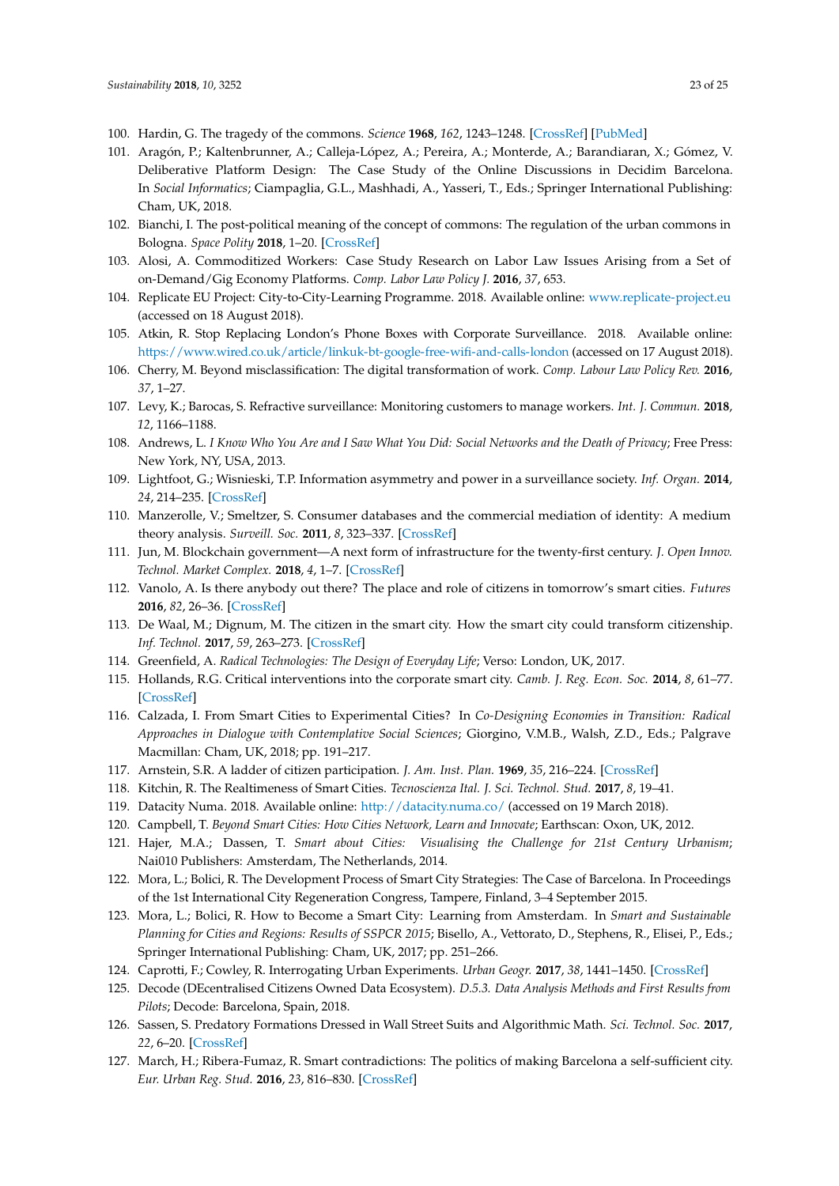100. Hardin, G. The tragedy of the commons. *Science* **1968**, *162*, 1243–1248. [CrossRef] [PubMed]
101. Aragón, P.; Kaltenbrunner, A.; Calleja-López, A.; Pereira, A.; Monterde, A.; Barandiaran, X.; Gómez, V. Deliberative Platform Design: The Case Study of the Online Discussions in Decidim Barcelona. In *Social Informatics*; Ciampaglia, G.L., Mashhadi, A., Yasseri, T., Eds.; Springer International Publishing: Cham, UK, 2018.
102. Bianchi, I. The post-political meaning of the concept of commons: The regulation of the urban commons in Bologna. *Space Polity* **2018**, 1–20. [CrossRef]
103. Alosi, A. Commoditized Workers: Case Study Research on Labor Law Issues Arising from a Set of on-Demand/Gig Economy Platforms. *Comp. Labor Law Policy J.* **2016**, *37*, 653.
104. Replicate EU Project: City-to-City-Learning Programme. 2018. Available online: www.replicate-project.eu (accessed on 18 August 2018).
105. Atkin, R. Stop Replacing London's Phone Boxes with Corporate Surveillance. 2018. Available online: https://www.wired.co.uk/article/linkuk-bt-google-free-wifi-and-calls-london (accessed on 17 August 2018).
106. Cherry, M. Beyond misclassification: The digital transformation of work. *Comp. Labour Law Policy Rev.* **2016**, *37*, 1–27.
107. Levy, K.; Barocas, S. Refractive surveillance: Monitoring customers to manage workers. *Int. J. Commun.* **2018**, *12*, 1166–1188.
108. Andrews, L. *I Know Who You Are and I Saw What You Did: Social Networks and the Death of Privacy*; Free Press: New York, NY, USA, 2013.
109. Lightfoot, G.; Wisnieski, T.P. Information asymmetry and power in a surveillance society. *Inf. Organ.* **2014**, *24*, 214–235. [CrossRef]
110. Manzerolle, V.; Smeltzer, S. Consumer databases and the commercial mediation of identity: A medium theory analysis. *Surveill. Soc.* **2011**, *8*, 323–337. [CrossRef]
111. Jun, M. Blockchain government—A next form of infrastructure for the twenty-first century. *J. Open Innov. Technol. Market Complex.* **2018**, *4*, 1–7. [CrossRef]
112. Vanolo, A. Is there anybody out there? The place and role of citizens in tomorrow's smart cities. *Futures* **2016**, *82*, 26–36. [CrossRef]
113. De Waal, M.; Dignum, M. The citizen in the smart city. How the smart city could transform citizenship. *Inf. Technol.* **2017**, *59*, 263–273. [CrossRef]
114. Greenfield, A. *Radical Technologies: The Design of Everyday Life*; Verso: London, UK, 2017.
115. Hollands, R.G. Critical interventions into the corporate smart city. *Camb. J. Reg. Econ. Soc.* **2014**, *8*, 61–77. [CrossRef]
116. Calzada, I. From Smart Cities to Experimental Cities? In *Co-Designing Economies in Transition: Radical Approaches in Dialogue with Contemplative Social Sciences*; Giorgino, V.M.B., Walsh, Z.D., Eds.; Palgrave Macmillan: Cham, UK, 2018; pp. 191–217.
117. Arnstein, S.R. A ladder of citizen participation. *J. Am. Inst. Plan.* **1969**, *35*, 216–224. [CrossRef]
118. Kitchin, R. The Realtimeness of Smart Cities. *Tecnoscienza Ital. J. Sci. Technol. Stud.* **2017**, *8*, 19–41.
119. Datacity Numa. 2018. Available online: http://datacity.numa.co/ (accessed on 19 March 2018).
120. Campbell, T. *Beyond Smart Cities: How Cities Network, Learn and Innovate*; Earthscan: Oxon, UK, 2012.
121. Hajer, M.A.; Dassen, T. *Smart about Cities: Visualising the Challenge for 21st Century Urbanism*; Nai010 Publishers: Amsterdam, The Netherlands, 2014.
122. Mora, L.; Bolici, R. The Development Process of Smart City Strategies: The Case of Barcelona. In Proceedings of the 1st International City Regeneration Congress, Tampere, Finland, 3–4 September 2015.
123. Mora, L.; Bolici, R. How to Become a Smart City: Learning from Amsterdam. In *Smart and Sustainable Planning for Cities and Regions: Results of SSPCR 2015*; Bisello, A., Vettorato, D., Stephens, R., Elisei, P., Eds.; Springer International Publishing: Cham, UK, 2017; pp. 251–266.
124. Caprotti, F.; Cowley, R. Interrogating Urban Experiments. *Urban Geogr.* **2017**, *38*, 1441–1450. [CrossRef]
125. Decode (DEcentralised Citizens Owned Data Ecosystem). *D.5.3. Data Analysis Methods and First Results from Pilots*; Decode: Barcelona, Spain, 2018.
126. Sassen, S. Predatory Formations Dressed in Wall Street Suits and Algorithmic Math. *Sci. Technol. Soc.* **2017**, *22*, 6–20. [CrossRef]
127. March, H.; Ribera-Fumaz, R. Smart contradictions: The politics of making Barcelona a self-sufficient city. *Eur. Urban Reg. Stud.* **2016**, *23*, 816–830. [CrossRef]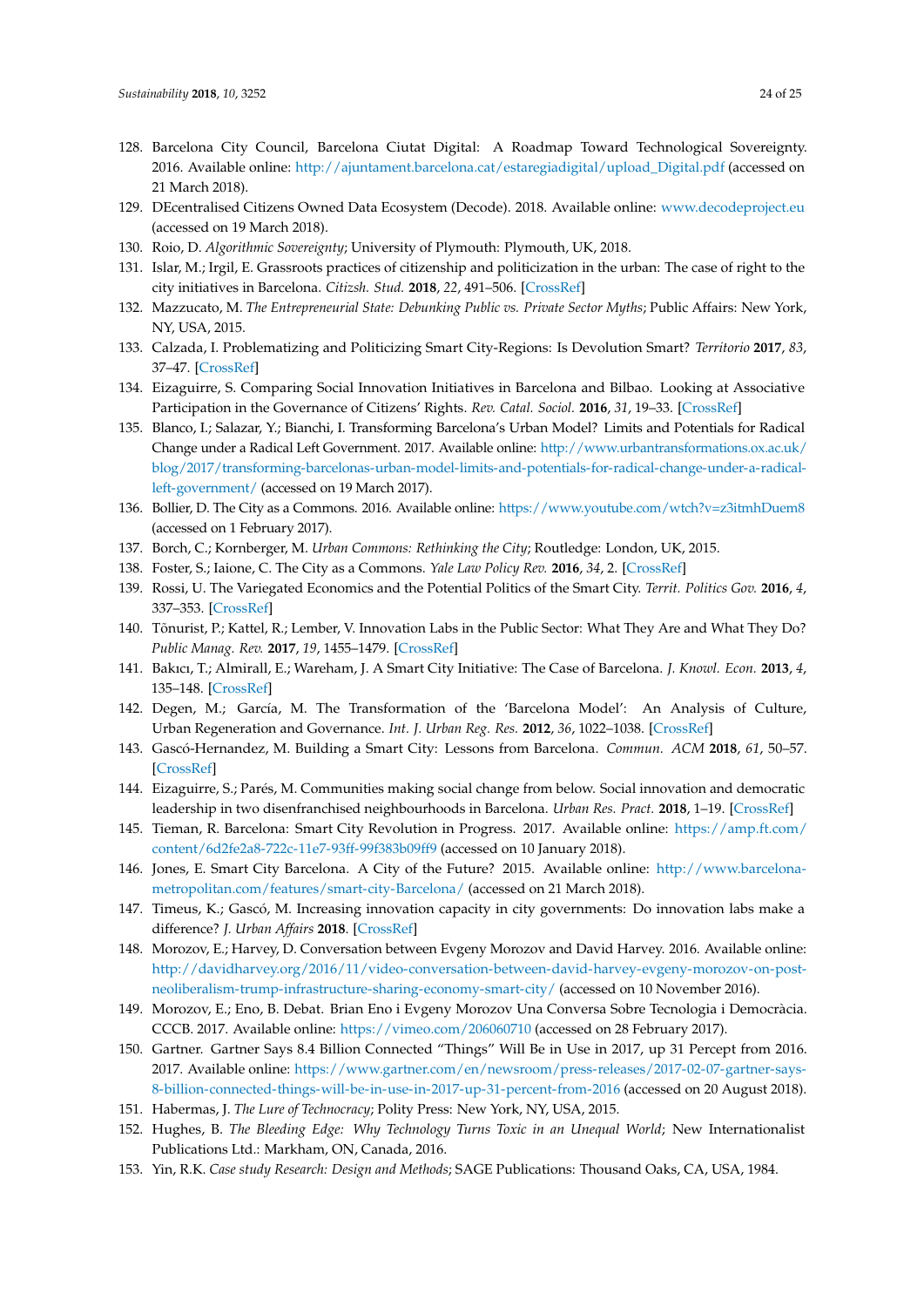128. Barcelona City Council, Barcelona Ciutat Digital: A Roadmap Toward Technological Sovereignty. 2016. Available online: http://ajuntament.barcelona.cat/estaregiadigital/upload_Digital.pdf (accessed on 21 March 2018).
129. DEcentralised Citizens Owned Data Ecosystem (Decode). 2018. Available online: www.decodeproject.eu (accessed on 19 March 2018).
130. Roio, D. *Algorithmic Sovereignty*; University of Plymouth: Plymouth, UK, 2018.
131. Islar, M.; Irgil, E. Grassroots practices of citizenship and politicization in the urban: The case of right to the city initiatives in Barcelona. *Citizsh. Stud.* **2018**, *22*, 491–506. [CrossRef]
132. Mazzucato, M. *The Entrepreneurial State: Debunking Public vs. Private Sector Myths*; Public Affairs: New York, NY, USA, 2015.
133. Calzada, I. Problematizing and Politicizing Smart City-Regions: Is Devolution Smart? *Territorio* **2017**, *83*, 37–47. [CrossRef]
134. Eizaguirre, S. Comparing Social Innovation Initiatives in Barcelona and Bilbao. Looking at Associative Participation in the Governance of Citizens' Rights. *Rev. Catal. Sociol.* **2016**, *31*, 19–33. [CrossRef]
135. Blanco, I.; Salazar, Y.; Bianchi, I. Transforming Barcelona's Urban Model? Limits and Potentials for Radical Change under a Radical Left Government. 2017. Available online: http://www.urbantransformations.ox.ac.uk/blog/2017/transforming-barcelonas-urban-model-limits-and-potentials-for-radical-change-under-a-radical-left-government/ (accessed on 19 March 2017).
136. Bollier, D. The City as a Commons. 2016. Available online: https://www.youtube.com/wtch?v=z3itmhDuem8 (accessed on 1 February 2017).
137. Borch, C.; Kornberger, M. *Urban Commons: Rethinking the City*; Routledge: London, UK, 2015.
138. Foster, S.; Iaione, C. The City as a Commons. *Yale Law Policy Rev.* **2016**, *34*, 2. [CrossRef]
139. Rossi, U. The Variegated Economics and the Potential Politics of the Smart City. *Territ. Politics Gov.* **2016**, *4*, 337–353. [CrossRef]
140. Tõnurist, P.; Kattel, R.; Lember, V. Innovation Labs in the Public Sector: What They Are and What They Do? *Public Manag. Rev.* **2017**, *19*, 1455–1479. [CrossRef]
141. Bakıcı, T.; Almirall, E.; Wareham, J. A Smart City Initiative: The Case of Barcelona. *J. Knowl. Econ.* **2013**, *4*, 135–148. [CrossRef]
142. Degen, M.; García, M. The Transformation of the 'Barcelona Model': An Analysis of Culture, Urban Regeneration and Governance. *Int. J. Urban Reg. Res.* **2012**, *36*, 1022–1038. [CrossRef]
143. Gascó-Hernandez, M. Building a Smart City: Lessons from Barcelona. *Commun. ACM* **2018**, *61*, 50–57. [CrossRef]
144. Eizaguirre, S.; Parés, M. Communities making social change from below. Social innovation and democratic leadership in two disenfranchised neighbourhoods in Barcelona. *Urban Res. Pract.* **2018**, 1–19. [CrossRef]
145. Tieman, R. Barcelona: Smart City Revolution in Progress. 2017. Available online: https://amp.ft.com/content/6d2fe2a8-722c-11e7-93ff-99f383b09ff9 (accessed on 10 January 2018).
146. Jones, E. Smart City Barcelona. A City of the Future? 2015. Available online: http://www.barcelona-metropolitan.com/features/smart-city-Barcelona/ (accessed on 21 March 2018).
147. Timeus, K.; Gascó, M. Increasing innovation capacity in city governments: Do innovation labs make a difference? *J. Urban Affairs* **2018**. [CrossRef]
148. Morozov, E.; Harvey, D. Conversation between Evgeny Morozov and David Harvey. 2016. Available online: http://davidharvey.org/2016/11/video-conversation-between-david-harvey-evgeny-morozov-on-post-neoliberalism-trump-infrastructure-sharing-economy-smart-city/ (accessed on 10 November 2016).
149. Morozov, E.; Eno, B. Debat. Brian Eno i Evgeny Morozov Una Conversa Sobre Tecnologia i Democràcia. CCCB. 2017. Available online: https://vimeo.com/206060710 (accessed on 28 February 2017).
150. Gartner. Gartner Says 8.4 Billion Connected "Things" Will Be in Use in 2017, up 31 Percept from 2016. 2017. Available online: https://www.gartner.com/en/newsroom/press-releases/2017-02-07-gartner-says-8-billion-connected-things-will-be-in-use-in-2017-up-31-percent-from-2016 (accessed on 20 August 2018).
151. Habermas, J. *The Lure of Technocracy*; Polity Press: New York, NY, USA, 2015.
152. Hughes, B. *The Bleeding Edge: Why Technology Turns Toxic in an Unequal World*; New Internationalist Publications Ltd.: Markham, ON, Canada, 2016.
153. Yin, R.K. *Case study Research: Design and Methods*; SAGE Publications: Thousand Oaks, CA, USA, 1984.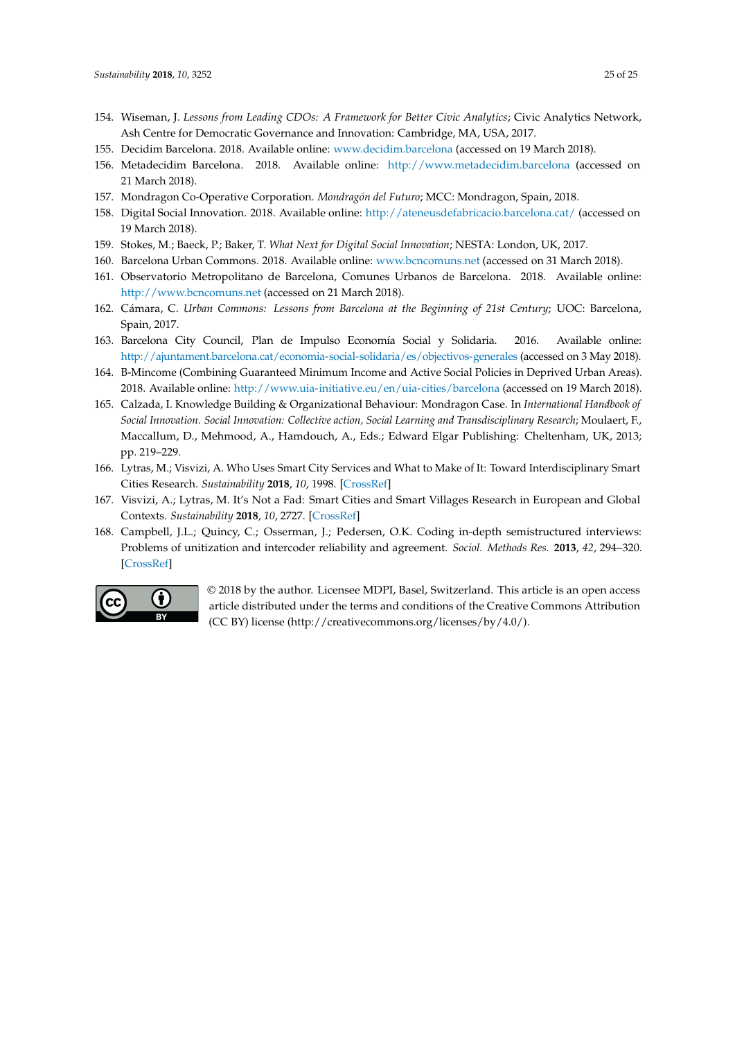154. Wiseman, J. *Lessons from Leading CDOs: A Framework for Better Civic Analytics*; Civic Analytics Network, Ash Centre for Democratic Governance and Innovation: Cambridge, MA, USA, 2017.
155. Decidim Barcelona. 2018. Available online: www.decidim.barcelona (accessed on 19 March 2018).
156. Metadecidim Barcelona. 2018. Available online: http://www.metadecidim.barcelona (accessed on 21 March 2018).
157. Mondragon Co-Operative Corporation. *Mondragón del Futuro*; MCC: Mondragon, Spain, 2018.
158. Digital Social Innovation. 2018. Available online: http://ateneusdefabricacio.barcelona.cat/ (accessed on 19 March 2018).
159. Stokes, M.; Baeck, P.; Baker, T. *What Next for Digital Social Innovation*; NESTA: London, UK, 2017.
160. Barcelona Urban Commons. 2018. Available online: www.bcncomuns.net (accessed on 31 March 2018).
161. Observatorio Metropolitano de Barcelona, Comunes Urbanos de Barcelona. 2018. Available online: http://www.bcncomuns.net (accessed on 21 March 2018).
162. Cámara, C. *Urban Commons: Lessons from Barcelona at the Beginning of 21st Century*; UOC: Barcelona, Spain, 2017.
163. Barcelona City Council, Plan de Impulso Economía Social y Solidaria. 2016. Available online: http://ajuntament.barcelona.cat/economia-social-solidaria/es/objectivos-generales (accessed on 3 May 2018).
164. B-Mincome (Combining Guaranteed Minimum Income and Active Social Policies in Deprived Urban Areas). 2018. Available online: http://www.uia-initiative.eu/en/uia-cities/barcelona (accessed on 19 March 2018).
165. Calzada, I. Knowledge Building & Organizational Behaviour: Mondragon Case. In *International Handbook of Social Innovation. Social Innovation: Collective action, Social Learning and Transdisciplinary Research*; Moulaert, F., Maccallum, D., Mehmood, A., Hamdouch, A., Eds.; Edward Elgar Publishing: Cheltenham, UK, 2013; pp. 219–229.
166. Lytras, M.; Visvizi, A. Who Uses Smart City Services and What to Make of It: Toward Interdisciplinary Smart Cities Research. *Sustainability* **2018**, *10*, 1998. [CrossRef]
167. Visvizi, A.; Lytras, M. It's Not a Fad: Smart Cities and Smart Villages Research in European and Global Contexts. *Sustainability* **2018**, *10*, 2727. [CrossRef]
168. Campbell, J.L.; Quincy, C.; Osserman, J.; Pedersen, O.K. Coding in-depth semistructured interviews: Problems of unitization and intercoder reliability and agreement. *Sociol. Methods Res.* **2013**, *42*, 294–320. [CrossRef]

© 2018 by the author. Licensee MDPI, Basel, Switzerland. This article is an open access article distributed under the terms and conditions of the Creative Commons Attribution (CC BY) license (http://creativecommons.org/licenses/by/4.0/).